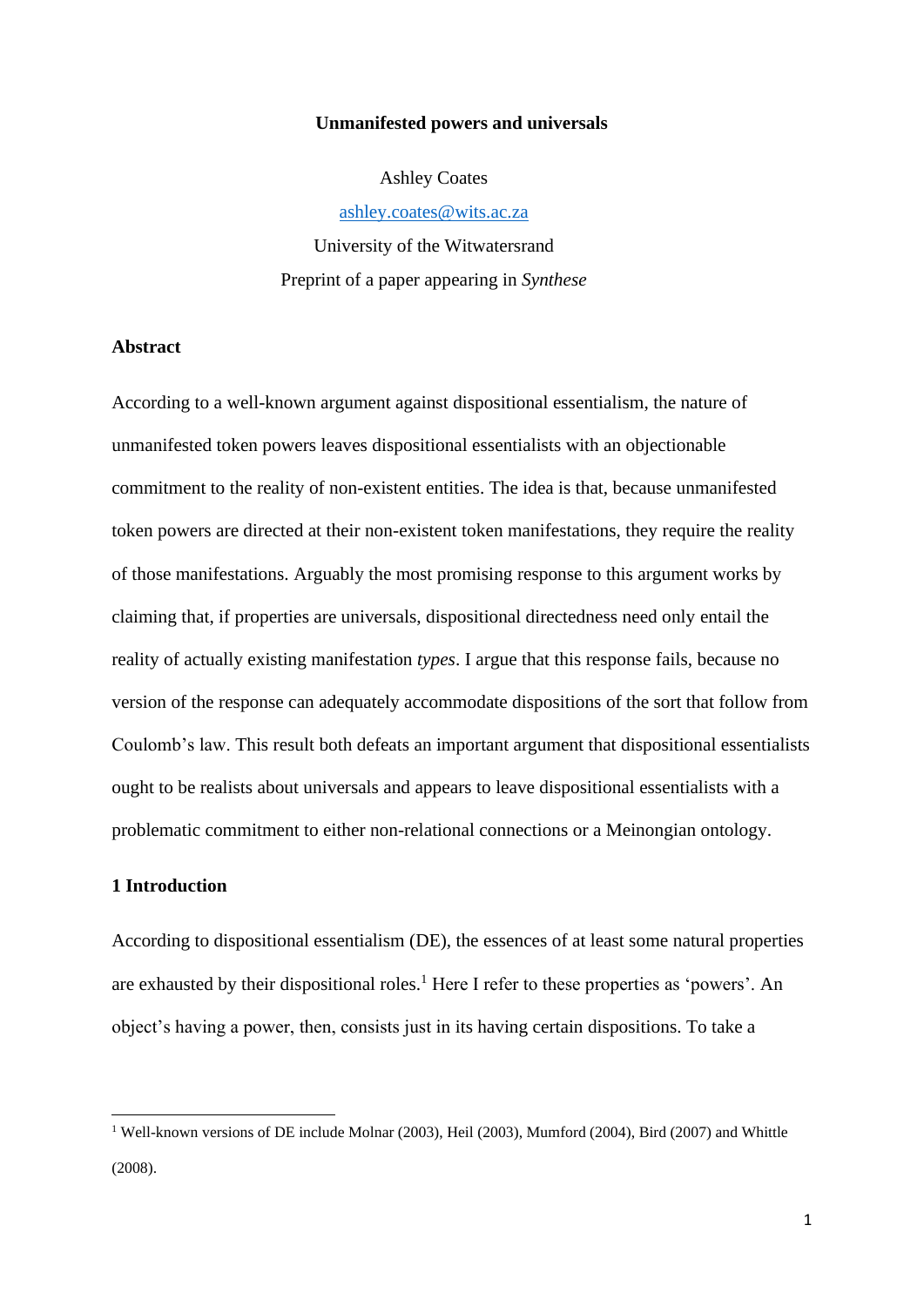# Unmanifested powers and universals

Ashley Coates

ashley.coates@wits.ac.za

University of the Witwatersrand

Preprint of a paper appearing in *Synthese*

## Abstract

According to a well-known argument against dispositional essentialism, the nature of unmanifested token powers leaves dispositional essentialists with an objectionable commitment to the reality of non-existent entities. The idea is that, because unmanifested token powers are directed at their non-existent token manifestations, they require the reality of those manifestations. Arguably the most promising response to this argument works by claiming that, if properties are universals, dispositional directedness need only entail the reality of actually existing manifestation *types*. I argue that this response fails, because no version of the response can adequately accommodate dispositions of the sort that follow from Coulomb's law. This result both defeats an important argument that dispositional essentialists ought to be realists about universals and appears to leave dispositional essentialists with a problematic commitment to either non-relational connections or a Meinongian ontology.

## 1 Introduction

According to dispositional essentialism (DE), the essences of at least some natural properties are exhausted by their dispositional roles.[1] Here I refer to these properties as 'powers'. An object's having a power, then, consists just in its having certain dispositions. To take a

[1] Well-known versions of DE include Molnar (2003), Heil (2003), Mumford (2004), Bird (2007) and Whittle (2008).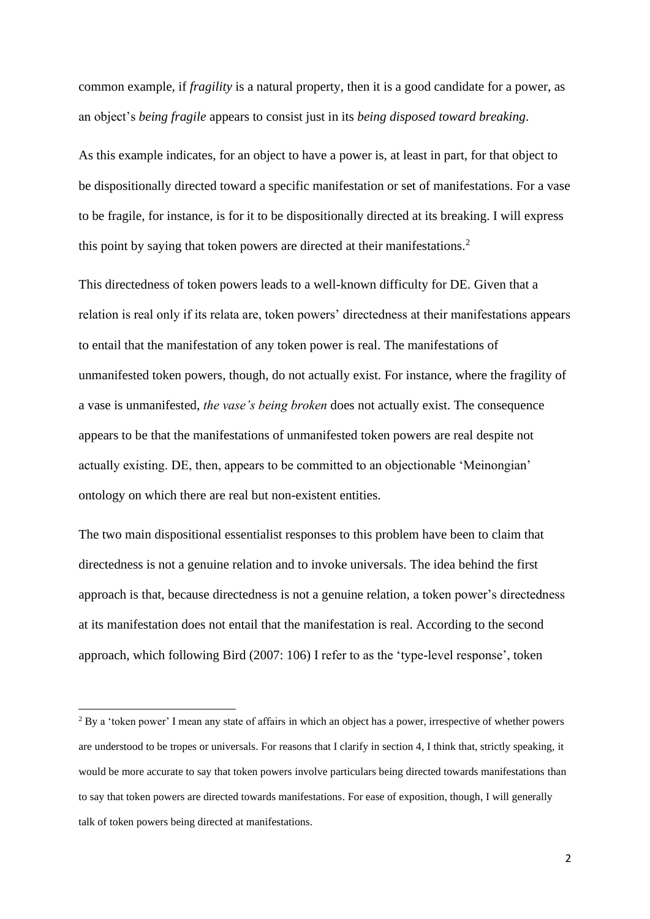common example, if *fragility* is a natural property, then it is a good candidate for a power, as an object's *being fragile* appears to consist just in its *being disposed toward breaking*.

As this example indicates, for an object to have a power is, at least in part, for that object to be dispositionally directed toward a specific manifestation or set of manifestations. For a vase to be fragile, for instance, is for it to be dispositionally directed at its breaking. I will express this point by saying that token powers are directed at their manifestations.[2]

This directedness of token powers leads to a well-known difficulty for DE. Given that a relation is real only if its relata are, token powers' directedness at their manifestations appears to entail that the manifestation of any token power is real. The manifestations of unmanifested token powers, though, do not actually exist. For instance, where the fragility of a vase is unmanifested, *the vase's being broken* does not actually exist. The consequence appears to be that the manifestations of unmanifested token powers are real despite not actually existing. DE, then, appears to be committed to an objectionable 'Meinongian' ontology on which there are real but non-existent entities.

The two main dispositional essentialist responses to this problem have been to claim that directedness is not a genuine relation and to invoke universals. The idea behind the first approach is that, because directedness is not a genuine relation, a token power's directedness at its manifestation does not entail that the manifestation is real. According to the second approach, which following Bird (2007: 106) I refer to as the 'type-level response', token

---

[2] By a 'token power' I mean any state of affairs in which an object has a power, irrespective of whether powers are understood to be tropes or universals. For reasons that I clarify in section 4, I think that, strictly speaking, it would be more accurate to say that token powers involve particulars being directed towards manifestations than to say that token powers are directed towards manifestations. For ease of exposition, though, I will generally talk of token powers being directed at manifestations.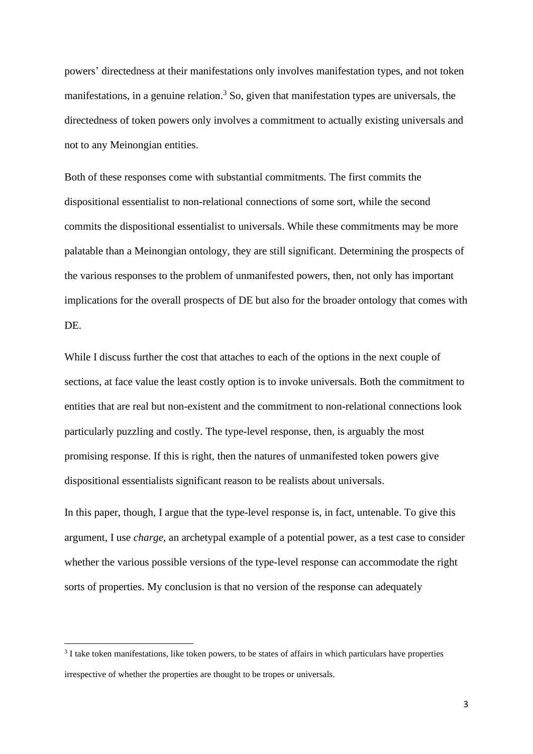powers' directedness at their manifestations only involves manifestation types, and not token manifestations, in a genuine relation.[3] So, given that manifestation types are universals, the directedness of token powers only involves a commitment to actually existing universals and not to any Meinongian entities.

Both of these responses come with substantial commitments. The first commits the dispositional essentialist to non-relational connections of some sort, while the second commits the dispositional essentialist to universals. While these commitments may be more palatable than a Meinongian ontology, they are still significant. Determining the prospects of the various responses to the problem of unmanifested powers, then, not only has important implications for the overall prospects of DE but also for the broader ontology that comes with DE.

While I discuss further the cost that attaches to each of the options in the next couple of sections, at face value the least costly option is to invoke universals. Both the commitment to entities that are real but non-existent and the commitment to non-relational connections look particularly puzzling and costly. The type-level response, then, is arguably the most promising response. If this is right, then the natures of unmanifested token powers give dispositional essentialists significant reason to be realists about universals.

In this paper, though, I argue that the type-level response is, in fact, untenable. To give this argument, I use *charge*, an archetypal example of a potential power, as a test case to consider whether the various possible versions of the type-level response can accommodate the right sorts of properties. My conclusion is that no version of the response can adequately

[3] I take token manifestations, like token powers, to be states of affairs in which particulars have properties irrespective of whether the properties are thought to be tropes or universals.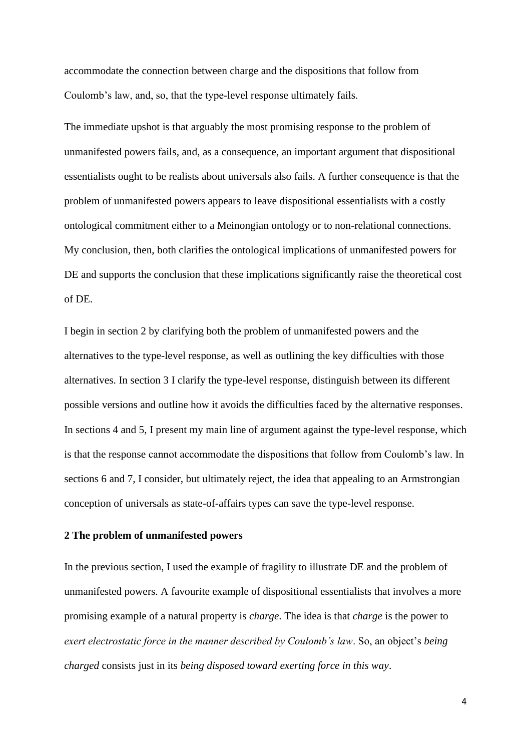accommodate the connection between charge and the dispositions that follow from Coulomb's law, and, so, that the type-level response ultimately fails.

The immediate upshot is that arguably the most promising response to the problem of unmanifested powers fails, and, as a consequence, an important argument that dispositional essentialists ought to be realists about universals also fails. A further consequence is that the problem of unmanifested powers appears to leave dispositional essentialists with a costly ontological commitment either to a Meinongian ontology or to non-relational connections. My conclusion, then, both clarifies the ontological implications of unmanifested powers for DE and supports the conclusion that these implications significantly raise the theoretical cost of DE.

I begin in section 2 by clarifying both the problem of unmanifested powers and the alternatives to the type-level response, as well as outlining the key difficulties with those alternatives. In section 3 I clarify the type-level response, distinguish between its different possible versions and outline how it avoids the difficulties faced by the alternative responses. In sections 4 and 5, I present my main line of argument against the type-level response, which is that the response cannot accommodate the dispositions that follow from Coulomb's law. In sections 6 and 7, I consider, but ultimately reject, the idea that appealing to an Armstrongian conception of universals as state-of-affairs types can save the type-level response.

## 2 The problem of unmanifested powers

In the previous section, I used the example of fragility to illustrate DE and the problem of unmanifested powers. A favourite example of dispositional essentialists that involves a more promising example of a natural property is *charge*. The idea is that *charge* is the power to *exert electrostatic force in the manner described by Coulomb's law*. So, an object's *being charged* consists just in its *being disposed toward exerting force in this way*.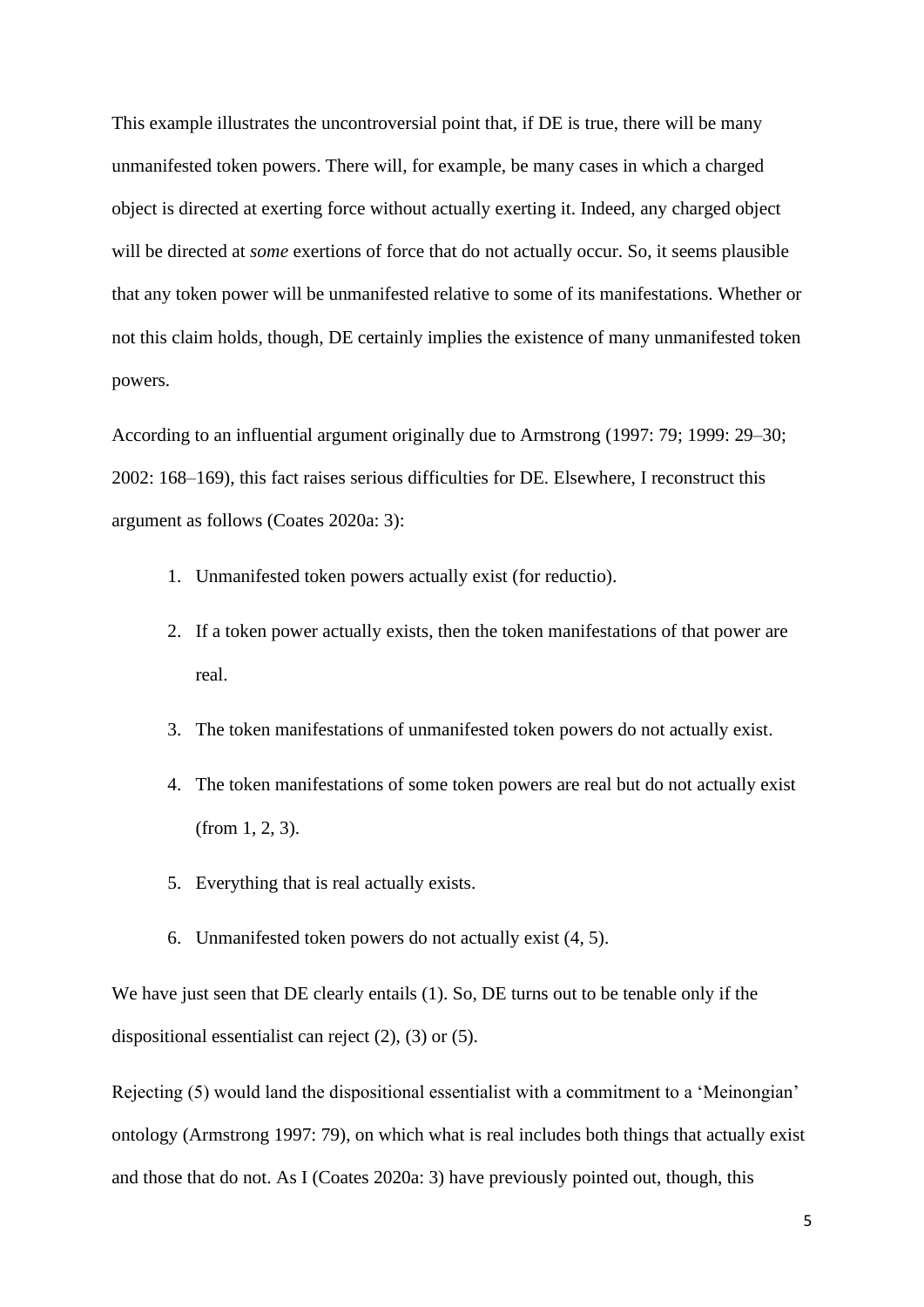This example illustrates the uncontroversial point that, if DE is true, there will be many unmanifested token powers. There will, for example, be many cases in which a charged object is directed at exerting force without actually exerting it. Indeed, any charged object will be directed at *some* exertions of force that do not actually occur. So, it seems plausible that any token power will be unmanifested relative to some of its manifestations. Whether or not this claim holds, though, DE certainly implies the existence of many unmanifested token powers.

According to an influential argument originally due to Armstrong (1997: 79; 1999: 29–30; 2002: 168–169), this fact raises serious difficulties for DE. Elsewhere, I reconstruct this argument as follows (Coates 2020a: 3):

1. Unmanifested token powers actually exist (for reductio).
2. If a token power actually exists, then the token manifestations of that power are real.
3. The token manifestations of unmanifested token powers do not actually exist.
4. The token manifestations of some token powers are real but do not actually exist (from 1, 2, 3).
5. Everything that is real actually exists.
6. Unmanifested token powers do not actually exist (4, 5).

We have just seen that DE clearly entails (1). So, DE turns out to be tenable only if the dispositional essentialist can reject (2), (3) or (5).

Rejecting (5) would land the dispositional essentialist with a commitment to a 'Meinongian' ontology (Armstrong 1997: 79), on which what is real includes both things that actually exist and those that do not. As I (Coates 2020a: 3) have previously pointed out, though, this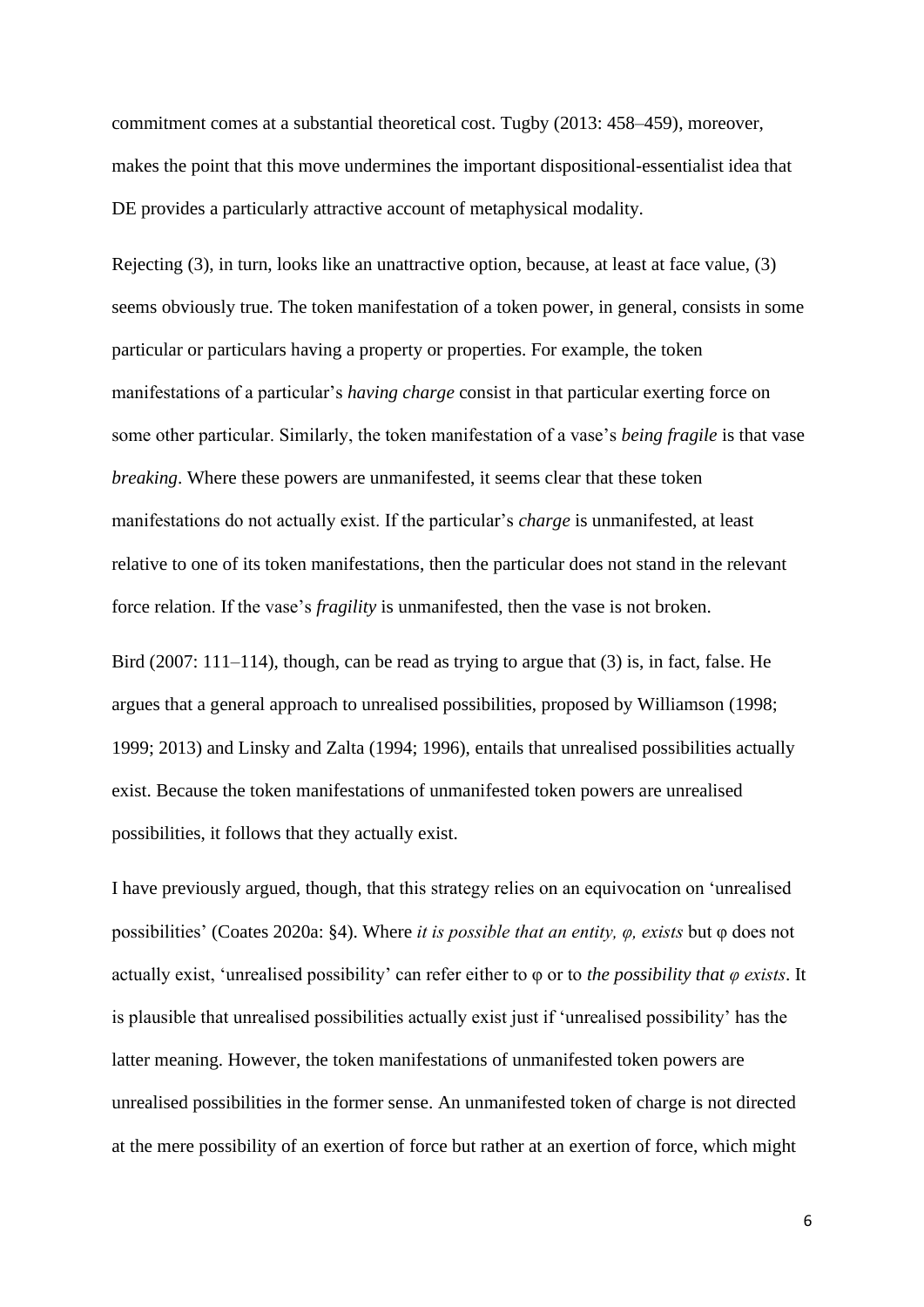commitment comes at a substantial theoretical cost. Tugby (2013: 458–459), moreover, makes the point that this move undermines the important dispositional-essentialist idea that DE provides a particularly attractive account of metaphysical modality.

Rejecting (3), in turn, looks like an unattractive option, because, at least at face value, (3) seems obviously true. The token manifestation of a token power, in general, consists in some particular or particulars having a property or properties. For example, the token manifestations of a particular's *having charge* consist in that particular exerting force on some other particular. Similarly, the token manifestation of a vase's *being fragile* is that vase *breaking*. Where these powers are unmanifested, it seems clear that these token manifestations do not actually exist. If the particular's *charge* is unmanifested, at least relative to one of its token manifestations, then the particular does not stand in the relevant force relation. If the vase's *fragility* is unmanifested, then the vase is not broken.

Bird (2007: 111–114), though, can be read as trying to argue that (3) is, in fact, false. He argues that a general approach to unrealised possibilities, proposed by Williamson (1998; 1999; 2013) and Linsky and Zalta (1994; 1996), entails that unrealised possibilities actually exist. Because the token manifestations of unmanifested token powers are unrealised possibilities, it follows that they actually exist.

I have previously argued, though, that this strategy relies on an equivocation on 'unrealised possibilities' (Coates 2020a: §4). Where *it is possible that an entity, φ, exists* but φ does not actually exist, 'unrealised possibility' can refer either to φ or to *the possibility that φ exists*. It is plausible that unrealised possibilities actually exist just if 'unrealised possibility' has the latter meaning. However, the token manifestations of unmanifested token powers are unrealised possibilities in the former sense. An unmanifested token of charge is not directed at the mere possibility of an exertion of force but rather at an exertion of force, which might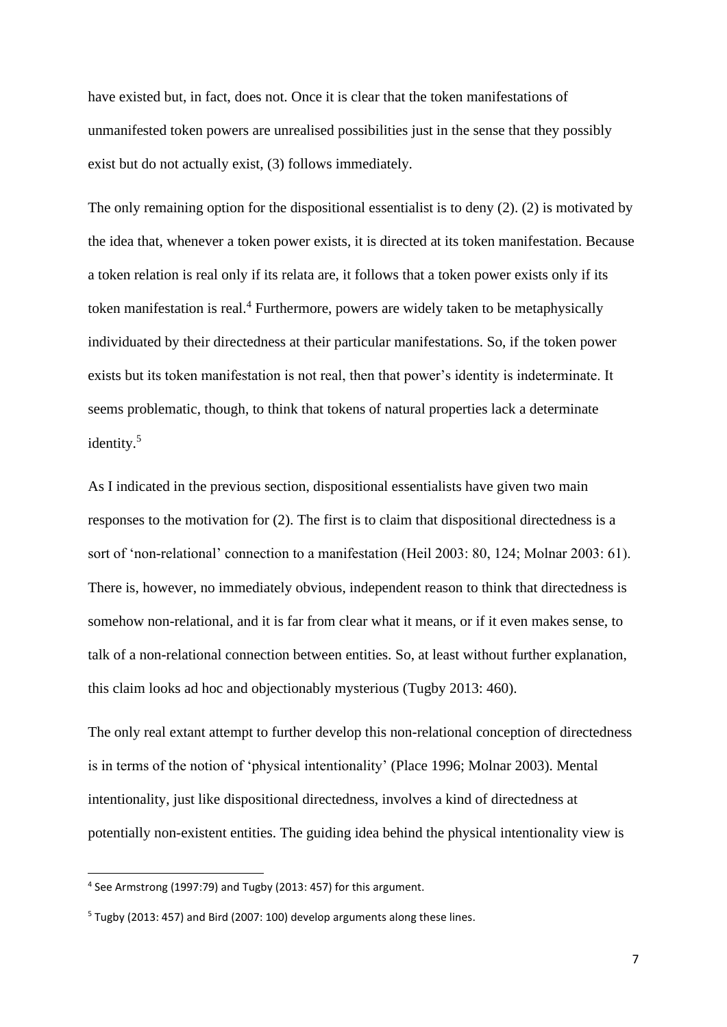have existed but, in fact, does not. Once it is clear that the token manifestations of unmanifested token powers are unrealised possibilities just in the sense that they possibly exist but do not actually exist, (3) follows immediately.

The only remaining option for the dispositional essentialist is to deny (2). (2) is motivated by the idea that, whenever a token power exists, it is directed at its token manifestation. Because a token relation is real only if its relata are, it follows that a token power exists only if its token manifestation is real.[4] Furthermore, powers are widely taken to be metaphysically individuated by their directedness at their particular manifestations. So, if the token power exists but its token manifestation is not real, then that power's identity is indeterminate. It seems problematic, though, to think that tokens of natural properties lack a determinate identity.[5]

As I indicated in the previous section, dispositional essentialists have given two main responses to the motivation for (2). The first is to claim that dispositional directedness is a sort of 'non-relational' connection to a manifestation (Heil 2003: 80, 124; Molnar 2003: 61). There is, however, no immediately obvious, independent reason to think that directedness is somehow non-relational, and it is far from clear what it means, or if it even makes sense, to talk of a non-relational connection between entities. So, at least without further explanation, this claim looks ad hoc and objectionably mysterious (Tugby 2013: 460).

The only real extant attempt to further develop this non-relational conception of directedness is in terms of the notion of 'physical intentionality' (Place 1996; Molnar 2003). Mental intentionality, just like dispositional directedness, involves a kind of directedness at potentially non-existent entities. The guiding idea behind the physical intentionality view is

---

[4] See Armstrong (1997:79) and Tugby (2013: 457) for this argument.

[5] Tugby (2013: 457) and Bird (2007: 100) develop arguments along these lines.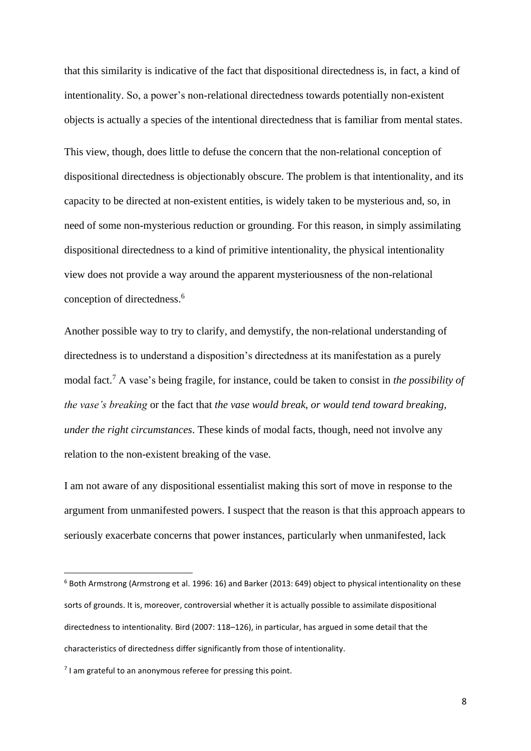that this similarity is indicative of the fact that dispositional directedness is, in fact, a kind of intentionality. So, a power's non-relational directedness towards potentially non-existent objects is actually a species of the intentional directedness that is familiar from mental states.

This view, though, does little to defuse the concern that the non-relational conception of dispositional directedness is objectionably obscure. The problem is that intentionality, and its capacity to be directed at non-existent entities, is widely taken to be mysterious and, so, in need of some non-mysterious reduction or grounding. For this reason, in simply assimilating dispositional directedness to a kind of primitive intentionality, the physical intentionality view does not provide a way around the apparent mysteriousness of the non-relational conception of directedness.[6]

Another possible way to try to clarify, and demystify, the non-relational understanding of directedness is to understand a disposition's directedness at its manifestation as a purely modal fact.[7] A vase's being fragile, for instance, could be taken to consist in *the possibility of the vase's breaking* or the fact that *the vase would break, or would tend toward breaking, under the right circumstances*. These kinds of modal facts, though, need not involve any relation to the non-existent breaking of the vase.

I am not aware of any dispositional essentialist making this sort of move in response to the argument from unmanifested powers. I suspect that the reason is that this approach appears to seriously exacerbate concerns that power instances, particularly when unmanifested, lack

---

[6] Both Armstrong (Armstrong et al. 1996: 16) and Barker (2013: 649) object to physical intentionality on these sorts of grounds. It is, moreover, controversial whether it is actually possible to assimilate dispositional directedness to intentionality. Bird (2007: 118–126), in particular, has argued in some detail that the characteristics of directedness differ significantly from those of intentionality.

[7] I am grateful to an anonymous referee for pressing this point.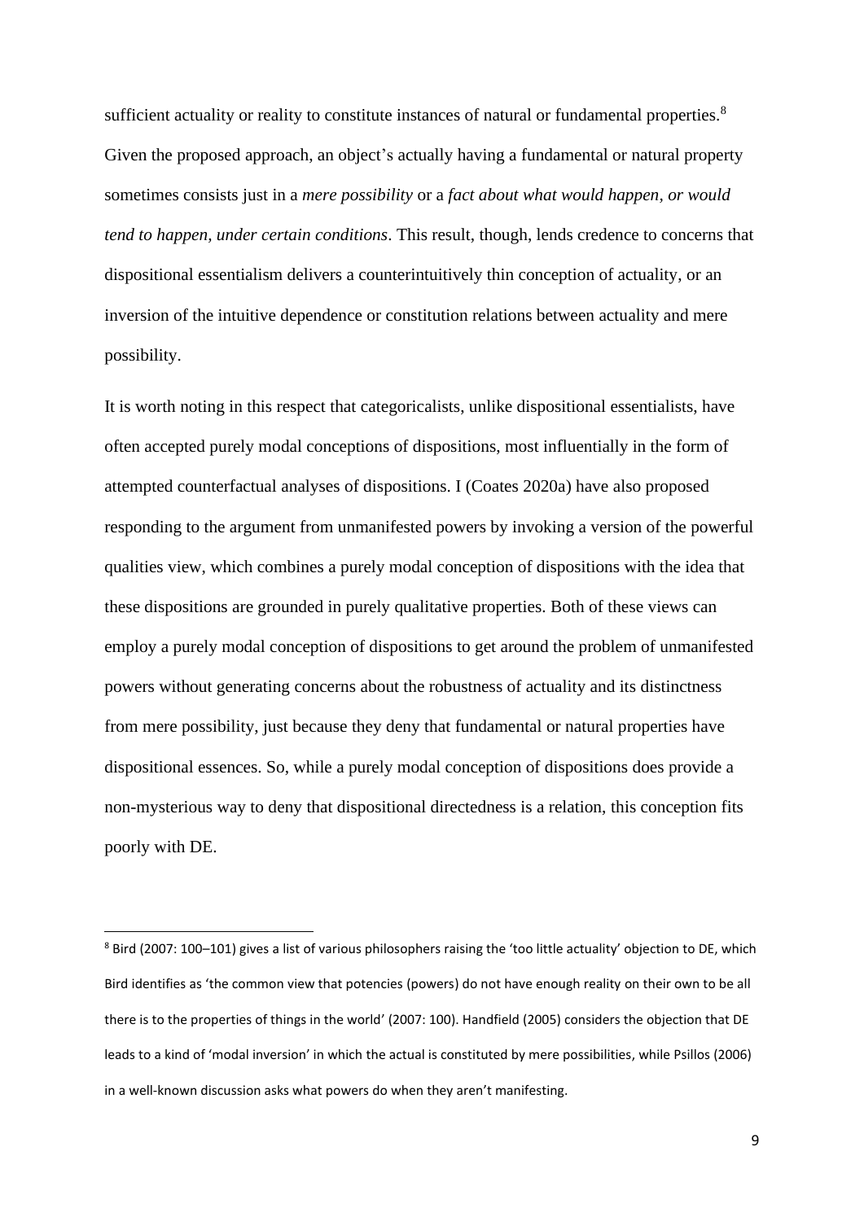sufficient actuality or reality to constitute instances of natural or fundamental properties.[8] Given the proposed approach, an object's actually having a fundamental or natural property sometimes consists just in a *mere possibility* or a *fact about what would happen, or would tend to happen, under certain conditions*. This result, though, lends credence to concerns that dispositional essentialism delivers a counterintuitively thin conception of actuality, or an inversion of the intuitive dependence or constitution relations between actuality and mere possibility.

It is worth noting in this respect that categoricalists, unlike dispositional essentialists, have often accepted purely modal conceptions of dispositions, most influentially in the form of attempted counterfactual analyses of dispositions. I (Coates 2020a) have also proposed responding to the argument from unmanifested powers by invoking a version of the powerful qualities view, which combines a purely modal conception of dispositions with the idea that these dispositions are grounded in purely qualitative properties. Both of these views can employ a purely modal conception of dispositions to get around the problem of unmanifested powers without generating concerns about the robustness of actuality and its distinctness from mere possibility, just because they deny that fundamental or natural properties have dispositional essences. So, while a purely modal conception of dispositions does provide a non-mysterious way to deny that dispositional directedness is a relation, this conception fits poorly with DE.

---

[8] Bird (2007: 100–101) gives a list of various philosophers raising the 'too little actuality' objection to DE, which Bird identifies as 'the common view that potencies (powers) do not have enough reality on their own to be all there is to the properties of things in the world' (2007: 100). Handfield (2005) considers the objection that DE leads to a kind of 'modal inversion' in which the actual is constituted by mere possibilities, while Psillos (2006) in a well-known discussion asks what powers do when they aren't manifesting.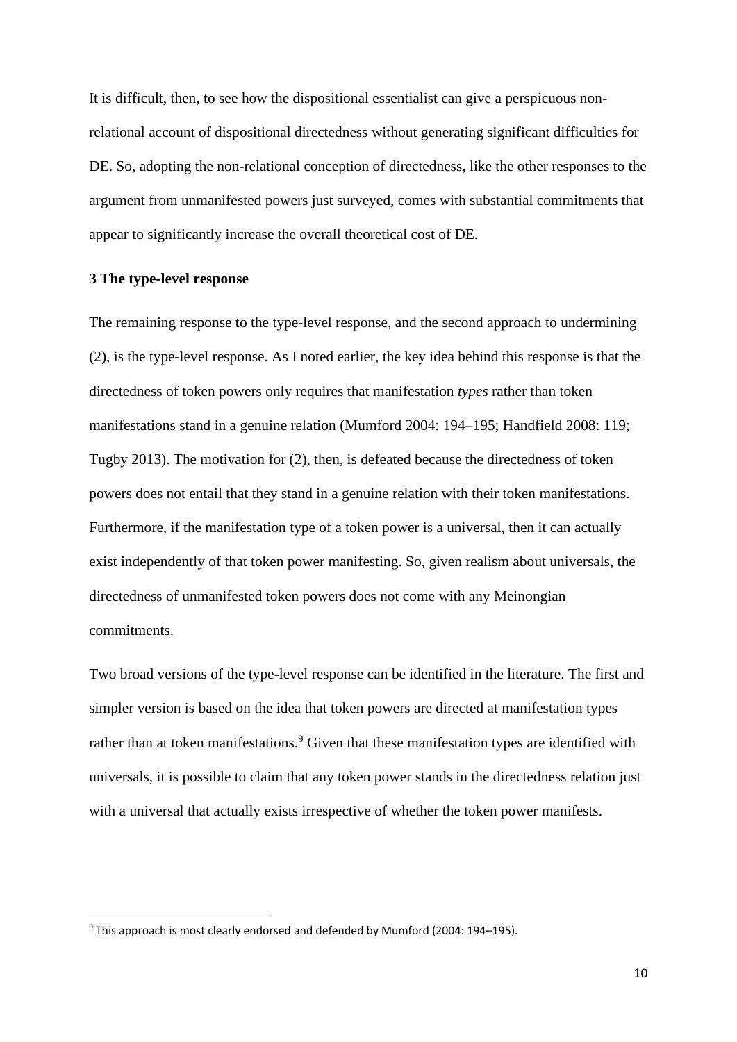It is difficult, then, to see how the dispositional essentialist can give a perspicuous non-relational account of dispositional directedness without generating significant difficulties for DE. So, adopting the non-relational conception of directedness, like the other responses to the argument from unmanifested powers just surveyed, comes with substantial commitments that appear to significantly increase the overall theoretical cost of DE.

### 3 The type-level response

The remaining response to the type-level response, and the second approach to undermining (2), is the type-level response. As I noted earlier, the key idea behind this response is that the directedness of token powers only requires that manifestation *types* rather than token manifestations stand in a genuine relation (Mumford 2004: 194–195; Handfield 2008: 119; Tugby 2013). The motivation for (2), then, is defeated because the directedness of token powers does not entail that they stand in a genuine relation with their token manifestations. Furthermore, if the manifestation type of a token power is a universal, then it can actually exist independently of that token power manifesting. So, given realism about universals, the directedness of unmanifested token powers does not come with any Meinongian commitments.

Two broad versions of the type-level response can be identified in the literature. The first and simpler version is based on the idea that token powers are directed at manifestation types rather than at token manifestations.[9] Given that these manifestation types are identified with universals, it is possible to claim that any token power stands in the directedness relation just with a universal that actually exists irrespective of whether the token power manifests.

[9] This approach is most clearly endorsed and defended by Mumford (2004: 194–195).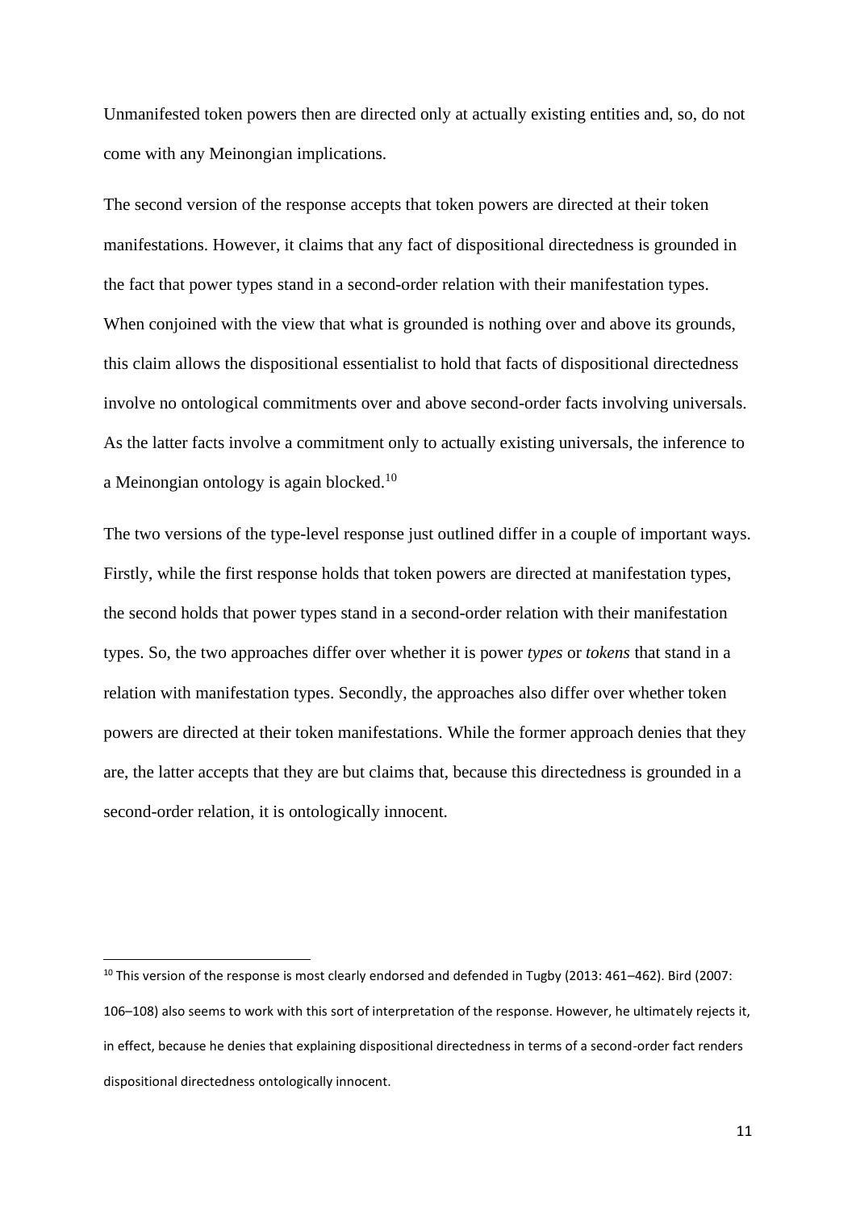Unmanifested token powers then are directed only at actually existing entities and, so, do not come with any Meinongian implications.

The second version of the response accepts that token powers are directed at their token manifestations. However, it claims that any fact of dispositional directedness is grounded in the fact that power types stand in a second-order relation with their manifestation types. When conjoined with the view that what is grounded is nothing over and above its grounds, this claim allows the dispositional essentialist to hold that facts of dispositional directedness involve no ontological commitments over and above second-order facts involving universals. As the latter facts involve a commitment only to actually existing universals, the inference to a Meinongian ontology is again blocked.[10]

The two versions of the type-level response just outlined differ in a couple of important ways. Firstly, while the first response holds that token powers are directed at manifestation types, the second holds that power types stand in a second-order relation with their manifestation types. So, the two approaches differ over whether it is power *types* or *tokens* that stand in a relation with manifestation types. Secondly, the approaches also differ over whether token powers are directed at their token manifestations. While the former approach denies that they are, the latter accepts that they are but claims that, because this directedness is grounded in a second-order relation, it is ontologically innocent.

---

[10] This version of the response is most clearly endorsed and defended in Tugby (2013: 461–462). Bird (2007: 106–108) also seems to work with this sort of interpretation of the response. However, he ultimately rejects it, in effect, because he denies that explaining dispositional directedness in terms of a second-order fact renders dispositional directedness ontologically innocent.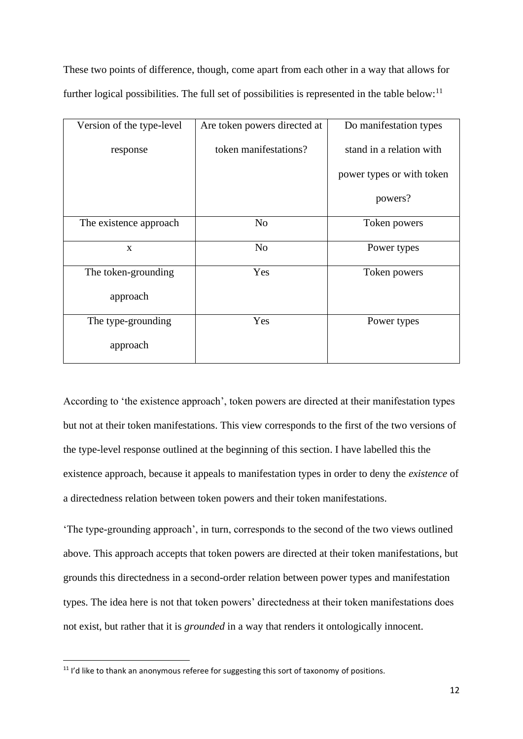These two points of difference, though, come apart from each other in a way that allows for further logical possibilities. The full set of possibilities is represented in the table below:[11]

| Version of the type-level response | Are token powers directed at token manifestations? | Do manifestation types stand in a relation with power types or with token powers? |
|---|---|---|
| The existence approach | No | Token powers |
| x | No | Power types |
| The token-grounding approach | Yes | Token powers |
| The type-grounding approach | Yes | Power types |

According to 'the existence approach', token powers are directed at their manifestation types but not at their token manifestations. This view corresponds to the first of the two versions of the type-level response outlined at the beginning of this section. I have labelled this the existence approach, because it appeals to manifestation types in order to deny the *existence* of a directedness relation between token powers and their token manifestations.

'The type-grounding approach', in turn, corresponds to the second of the two views outlined above. This approach accepts that token powers are directed at their token manifestations, but grounds this directedness in a second-order relation between power types and manifestation types. The idea here is not that token powers' directedness at their token manifestations does not exist, but rather that it is *grounded* in a way that renders it ontologically innocent.

[11] I'd like to thank an anonymous referee for suggesting this sort of taxonomy of positions.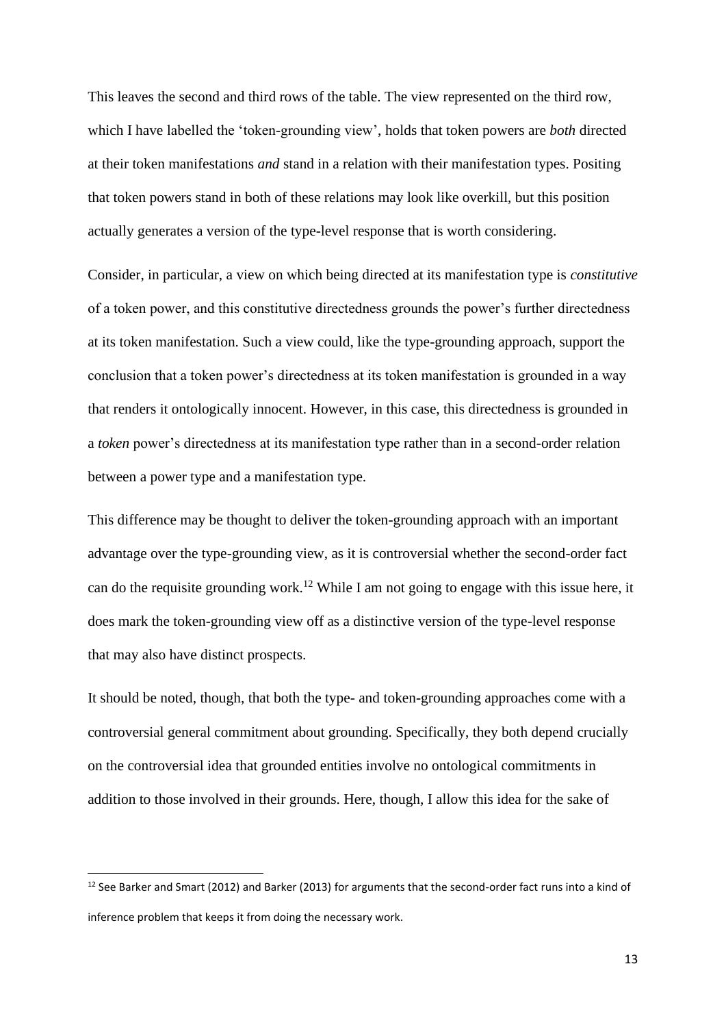This leaves the second and third rows of the table. The view represented on the third row, which I have labelled the 'token-grounding view', holds that token powers are *both* directed at their token manifestations *and* stand in a relation with their manifestation types. Positing that token powers stand in both of these relations may look like overkill, but this position actually generates a version of the type-level response that is worth considering.

Consider, in particular, a view on which being directed at its manifestation type is *constitutive* of a token power, and this constitutive directedness grounds the power's further directedness at its token manifestation. Such a view could, like the type-grounding approach, support the conclusion that a token power's directedness at its token manifestation is grounded in a way that renders it ontologically innocent. However, in this case, this directedness is grounded in a *token* power's directedness at its manifestation type rather than in a second-order relation between a power type and a manifestation type.

This difference may be thought to deliver the token-grounding approach with an important advantage over the type-grounding view, as it is controversial whether the second-order fact can do the requisite grounding work.[12] While I am not going to engage with this issue here, it does mark the token-grounding view off as a distinctive version of the type-level response that may also have distinct prospects.

It should be noted, though, that both the type- and token-grounding approaches come with a controversial general commitment about grounding. Specifically, they both depend crucially on the controversial idea that grounded entities involve no ontological commitments in addition to those involved in their grounds. Here, though, I allow this idea for the sake of

[12] See Barker and Smart (2012) and Barker (2013) for arguments that the second-order fact runs into a kind of inference problem that keeps it from doing the necessary work.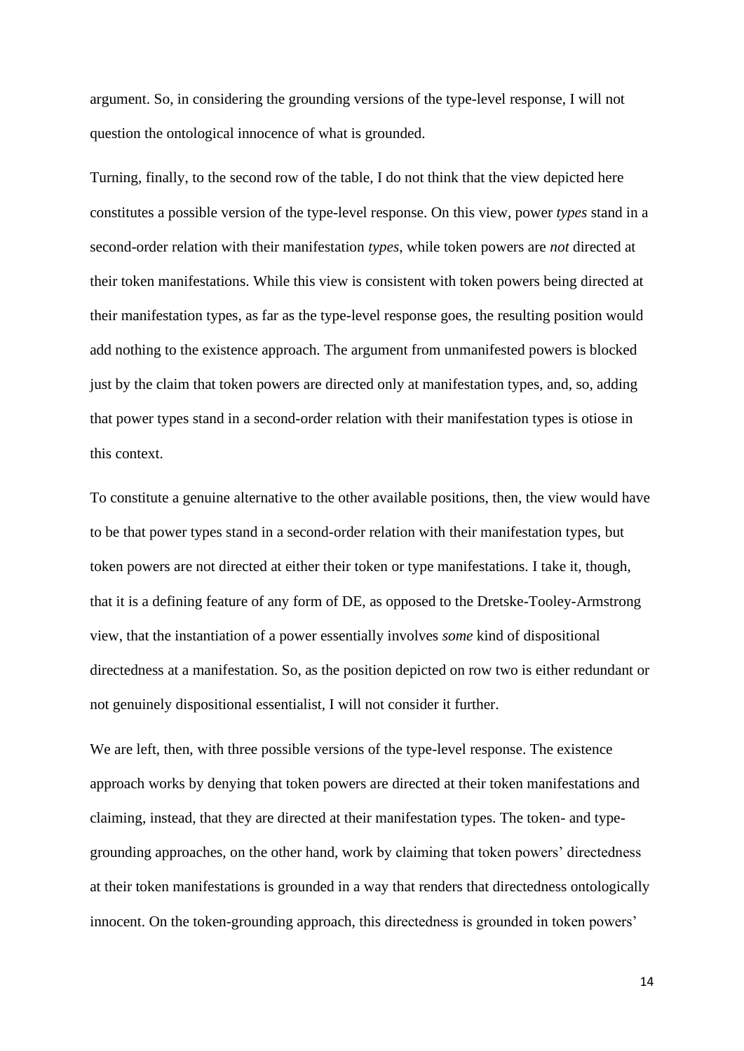argument. So, in considering the grounding versions of the type-level response, I will not question the ontological innocence of what is grounded.

Turning, finally, to the second row of the table, I do not think that the view depicted here constitutes a possible version of the type-level response. On this view, power *types* stand in a second-order relation with their manifestation *types*, while token powers are *not* directed at their token manifestations. While this view is consistent with token powers being directed at their manifestation types, as far as the type-level response goes, the resulting position would add nothing to the existence approach. The argument from unmanifested powers is blocked just by the claim that token powers are directed only at manifestation types, and, so, adding that power types stand in a second-order relation with their manifestation types is otiose in this context.

To constitute a genuine alternative to the other available positions, then, the view would have to be that power types stand in a second-order relation with their manifestation types, but token powers are not directed at either their token or type manifestations. I take it, though, that it is a defining feature of any form of DE, as opposed to the Dretske-Tooley-Armstrong view, that the instantiation of a power essentially involves *some* kind of dispositional directedness at a manifestation. So, as the position depicted on row two is either redundant or not genuinely dispositional essentialist, I will not consider it further.

We are left, then, with three possible versions of the type-level response. The existence approach works by denying that token powers are directed at their token manifestations and claiming, instead, that they are directed at their manifestation types. The token- and type-grounding approaches, on the other hand, work by claiming that token powers' directedness at their token manifestations is grounded in a way that renders that directedness ontologically innocent. On the token-grounding approach, this directedness is grounded in token powers'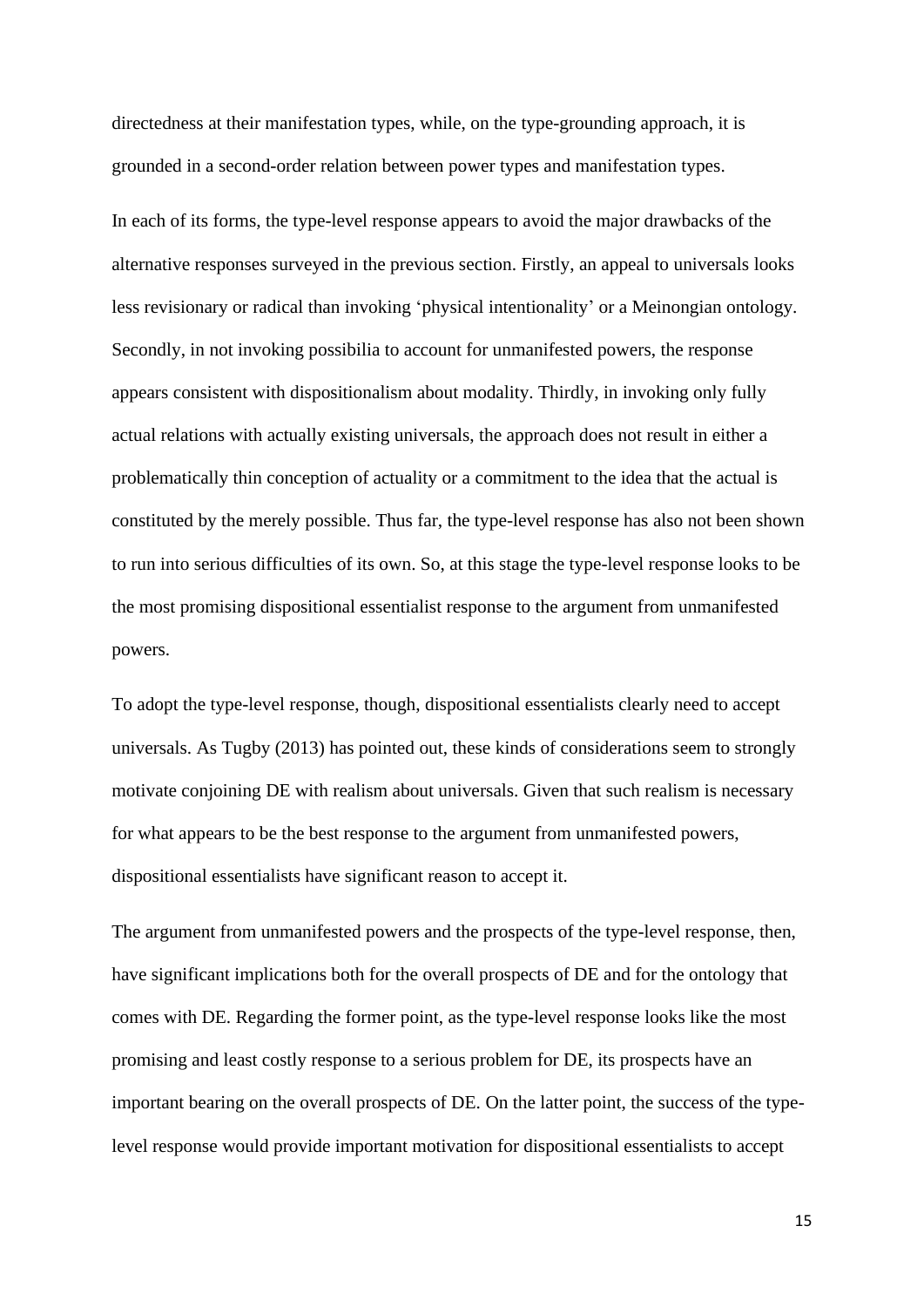directedness at their manifestation types, while, on the type-grounding approach, it is grounded in a second-order relation between power types and manifestation types.

In each of its forms, the type-level response appears to avoid the major drawbacks of the alternative responses surveyed in the previous section. Firstly, an appeal to universals looks less revisionary or radical than invoking 'physical intentionality' or a Meinongian ontology. Secondly, in not invoking possibilia to account for unmanifested powers, the response appears consistent with dispositionalism about modality. Thirdly, in invoking only fully actual relations with actually existing universals, the approach does not result in either a problematically thin conception of actuality or a commitment to the idea that the actual is constituted by the merely possible. Thus far, the type-level response has also not been shown to run into serious difficulties of its own. So, at this stage the type-level response looks to be the most promising dispositional essentialist response to the argument from unmanifested powers.

To adopt the type-level response, though, dispositional essentialists clearly need to accept universals. As Tugby (2013) has pointed out, these kinds of considerations seem to strongly motivate conjoining DE with realism about universals. Given that such realism is necessary for what appears to be the best response to the argument from unmanifested powers, dispositional essentialists have significant reason to accept it.

The argument from unmanifested powers and the prospects of the type-level response, then, have significant implications both for the overall prospects of DE and for the ontology that comes with DE. Regarding the former point, as the type-level response looks like the most promising and least costly response to a serious problem for DE, its prospects have an important bearing on the overall prospects of DE. On the latter point, the success of the type-level response would provide important motivation for dispositional essentialists to accept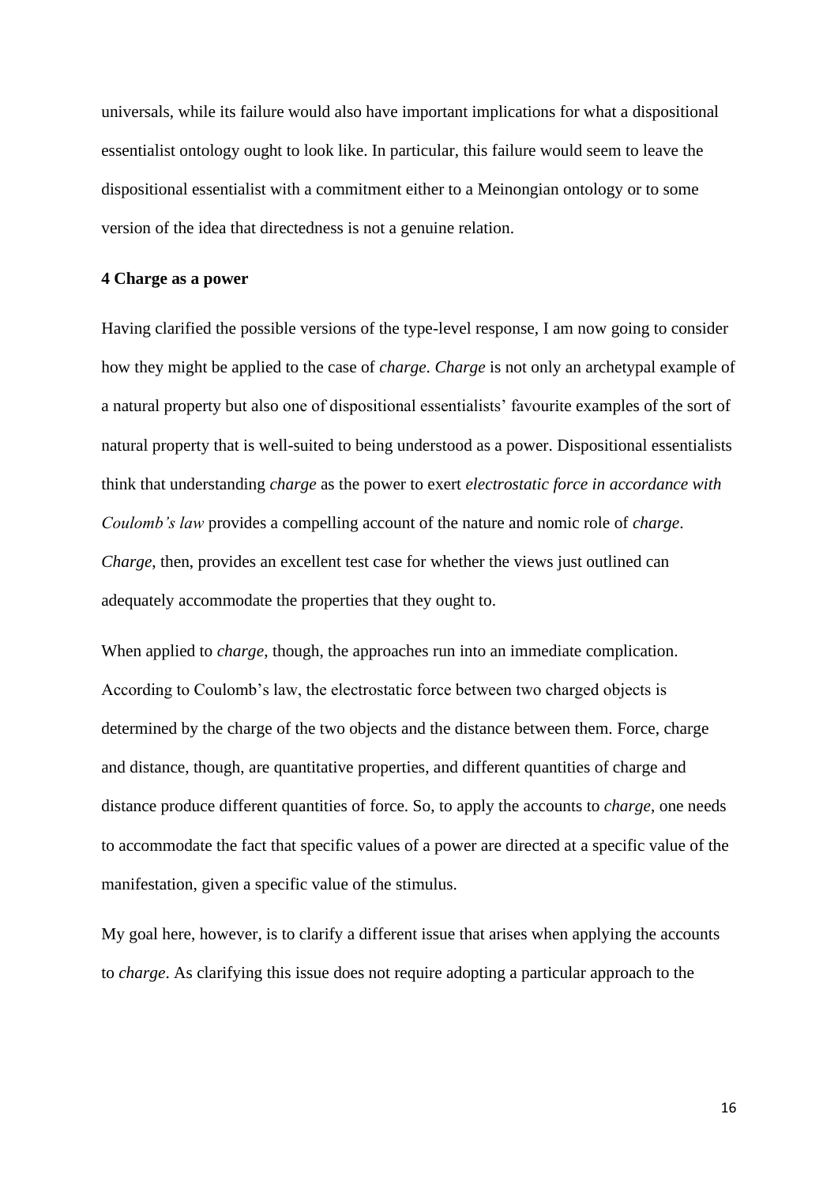universals, while its failure would also have important implications for what a dispositional essentialist ontology ought to look like. In particular, this failure would seem to leave the dispositional essentialist with a commitment either to a Meinongian ontology or to some version of the idea that directedness is not a genuine relation.

## 4 Charge as a power

Having clarified the possible versions of the type-level response, I am now going to consider how they might be applied to the case of *charge*. *Charge* is not only an archetypal example of a natural property but also one of dispositional essentialists' favourite examples of the sort of natural property that is well-suited to being understood as a power. Dispositional essentialists think that understanding *charge* as the power to exert *electrostatic force in accordance with Coulomb's law* provides a compelling account of the nature and nomic role of *charge*. *Charge*, then, provides an excellent test case for whether the views just outlined can adequately accommodate the properties that they ought to.

When applied to *charge*, though, the approaches run into an immediate complication. According to Coulomb's law, the electrostatic force between two charged objects is determined by the charge of the two objects and the distance between them. Force, charge and distance, though, are quantitative properties, and different quantities of charge and distance produce different quantities of force. So, to apply the accounts to *charge*, one needs to accommodate the fact that specific values of a power are directed at a specific value of the manifestation, given a specific value of the stimulus.

My goal here, however, is to clarify a different issue that arises when applying the accounts to *charge*. As clarifying this issue does not require adopting a particular approach to the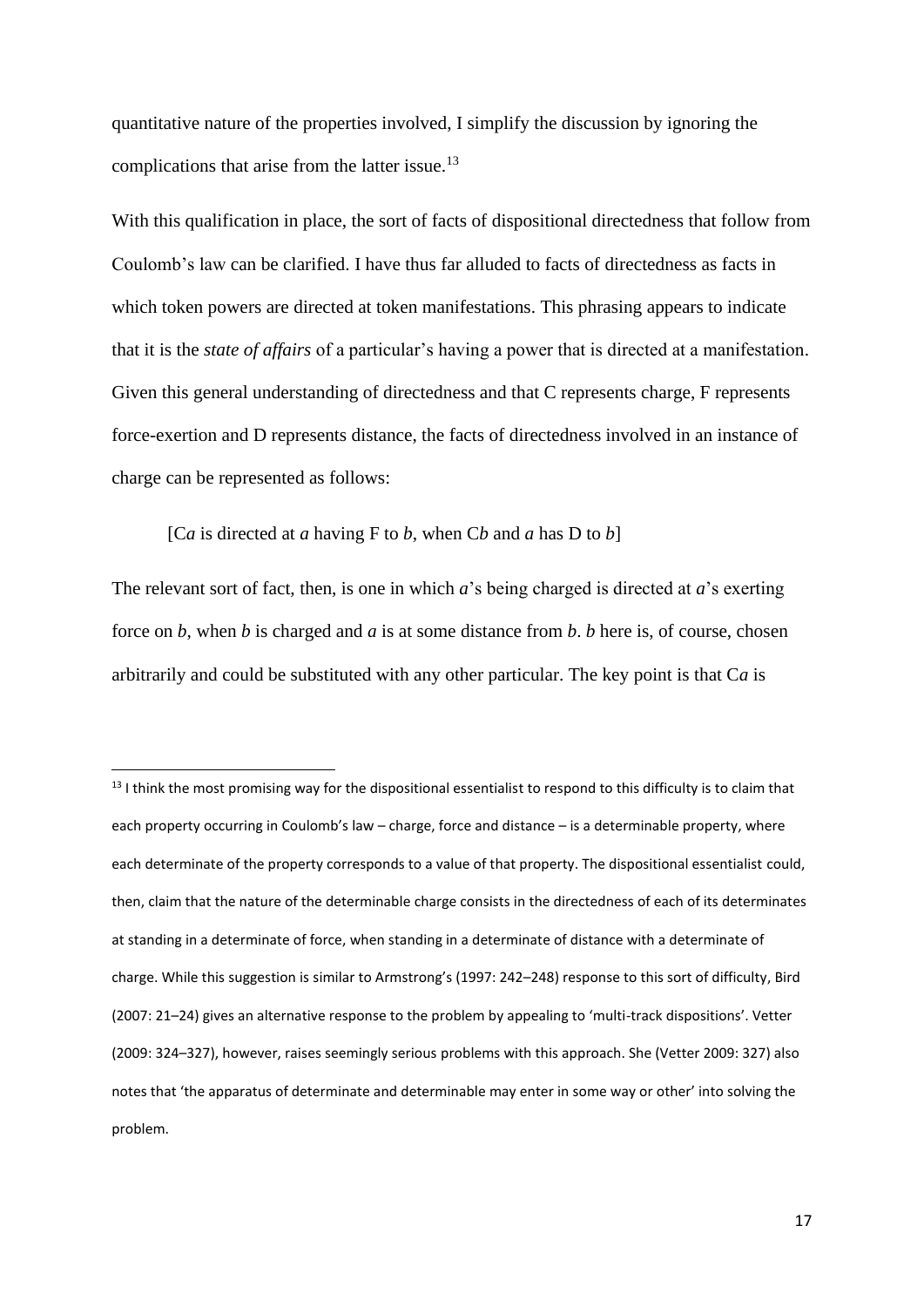quantitative nature of the properties involved, I simplify the discussion by ignoring the complications that arise from the latter issue.[13]

With this qualification in place, the sort of facts of dispositional directedness that follow from Coulomb's law can be clarified. I have thus far alluded to facts of directedness as facts in which token powers are directed at token manifestations. This phrasing appears to indicate that it is the *state of affairs* of a particular's having a power that is directed at a manifestation. Given this general understanding of directedness and that C represents charge, F represents force-exertion and D represents distance, the facts of directedness involved in an instance of charge can be represented as follows:

> [C*a* is directed at *a* having F to *b*, when C*b* and *a* has D to *b*]

The relevant sort of fact, then, is one in which *a*'s being charged is directed at *a*'s exerting force on *b*, when *b* is charged and *a* is at some distance from *b*. *b* here is, of course, chosen arbitrarily and could be substituted with any other particular. The key point is that C*a* is

---

[13] I think the most promising way for the dispositional essentialist to respond to this difficulty is to claim that each property occurring in Coulomb's law – charge, force and distance – is a determinable property, where each determinate of the property corresponds to a value of that property. The dispositional essentialist could, then, claim that the nature of the determinable charge consists in the directedness of each of its determinates at standing in a determinate of force, when standing in a determinate of distance with a determinate of charge. While this suggestion is similar to Armstrong's (1997: 242–248) response to this sort of difficulty, Bird (2007: 21–24) gives an alternative response to the problem by appealing to 'multi-track dispositions'. Vetter (2009: 324–327), however, raises seemingly serious problems with this approach. She (Vetter 2009: 327) also notes that 'the apparatus of determinate and determinable may enter in some way or other' into solving the problem.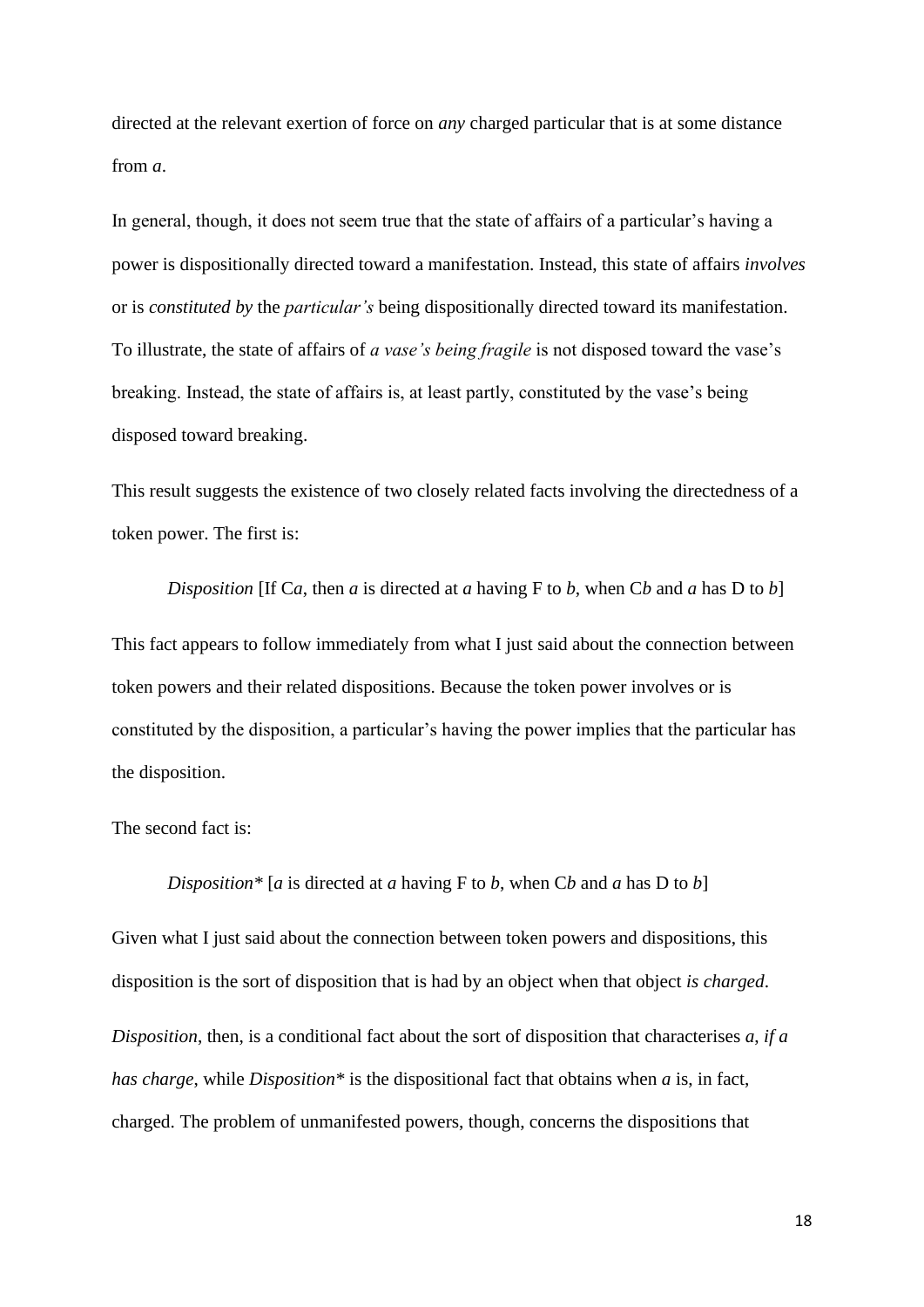directed at the relevant exertion of force on *any* charged particular that is at some distance from *a*.

In general, though, it does not seem true that the state of affairs of a particular's having a power is dispositionally directed toward a manifestation. Instead, this state of affairs *involves* or is *constituted by* the *particular's* being dispositionally directed toward its manifestation. To illustrate, the state of affairs of *a vase's being fragile* is not disposed toward the vase's breaking. Instead, the state of affairs is, at least partly, constituted by the vase's being disposed toward breaking.

This result suggests the existence of two closely related facts involving the directedness of a token power. The first is:

> *Disposition* [If C*a*, then *a* is directed at *a* having F to *b*, when C*b* and *a* has D to *b*]

This fact appears to follow immediately from what I just said about the connection between token powers and their related dispositions. Because the token power involves or is constituted by the disposition, a particular's having the power implies that the particular has the disposition.

The second fact is:

> *Disposition** [*a* is directed at *a* having F to *b*, when C*b* and *a* has D to *b*]

Given what I just said about the connection between token powers and dispositions, this disposition is the sort of disposition that is had by an object when that object *is charged*.

*Disposition*, then, is a conditional fact about the sort of disposition that characterises *a*, *if a has charge*, while *Disposition** is the dispositional fact that obtains when *a* is, in fact, charged. The problem of unmanifested powers, though, concerns the dispositions that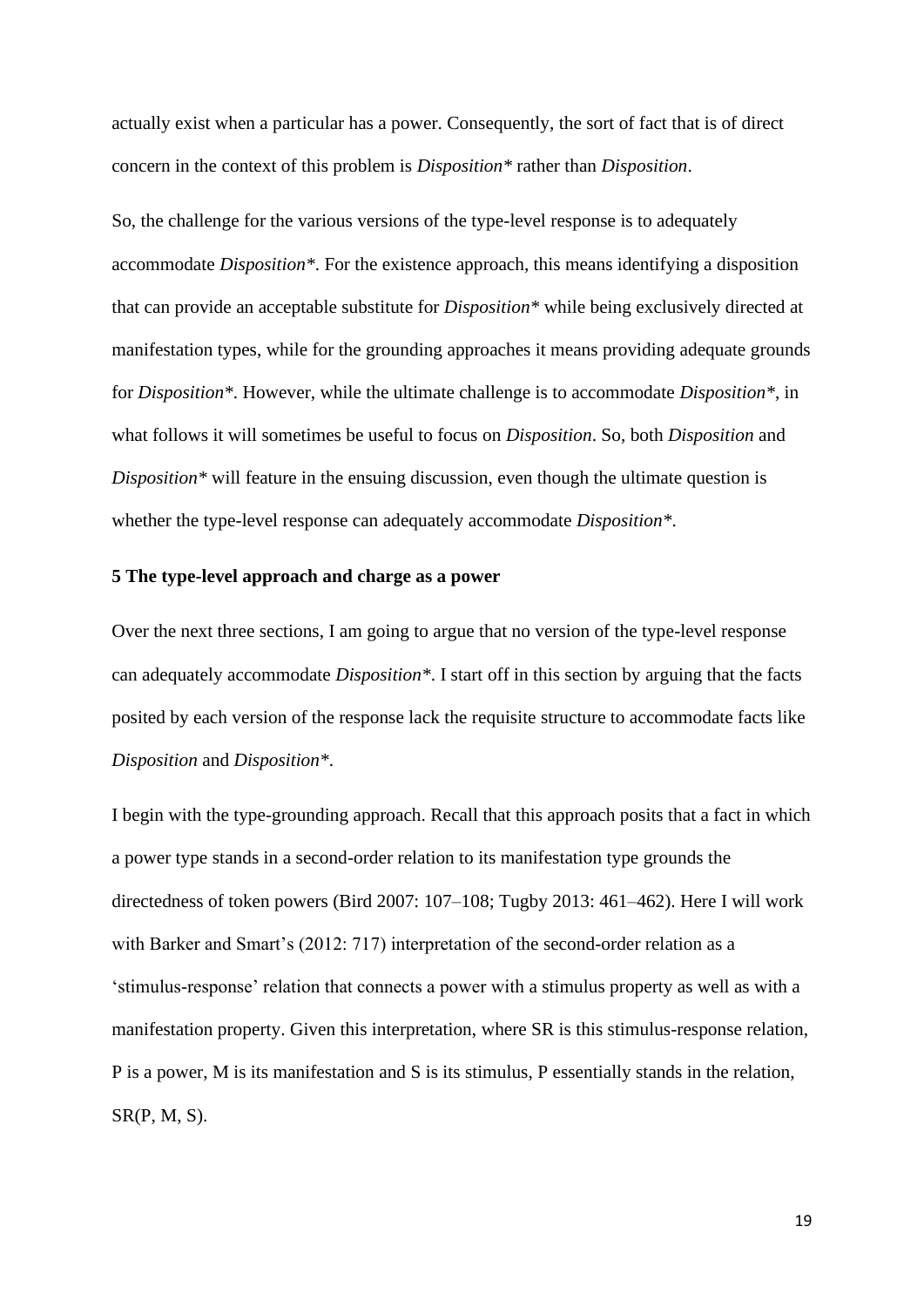actually exist when a particular has a power. Consequently, the sort of fact that is of direct concern in the context of this problem is *Disposition\** rather than *Disposition*.

So, the challenge for the various versions of the type-level response is to adequately accommodate *Disposition\**. For the existence approach, this means identifying a disposition that can provide an acceptable substitute for *Disposition\** while being exclusively directed at manifestation types, while for the grounding approaches it means providing adequate grounds for *Disposition\**. However, while the ultimate challenge is to accommodate *Disposition\**, in what follows it will sometimes be useful to focus on *Disposition*. So, both *Disposition* and *Disposition\** will feature in the ensuing discussion, even though the ultimate question is whether the type-level response can adequately accommodate *Disposition\**.

## 5 The type-level approach and charge as a power

Over the next three sections, I am going to argue that no version of the type-level response can adequately accommodate *Disposition\**. I start off in this section by arguing that the facts posited by each version of the response lack the requisite structure to accommodate facts like *Disposition* and *Disposition\**.

I begin with the type-grounding approach. Recall that this approach posits that a fact in which a power type stands in a second-order relation to its manifestation type grounds the directedness of token powers (Bird 2007: 107–108; Tugby 2013: 461–462). Here I will work with Barker and Smart's (2012: 717) interpretation of the second-order relation as a 'stimulus-response' relation that connects a power with a stimulus property as well as with a manifestation property. Given this interpretation, where SR is this stimulus-response relation, P is a power, M is its manifestation and S is its stimulus, P essentially stands in the relation, SR(P, M, S).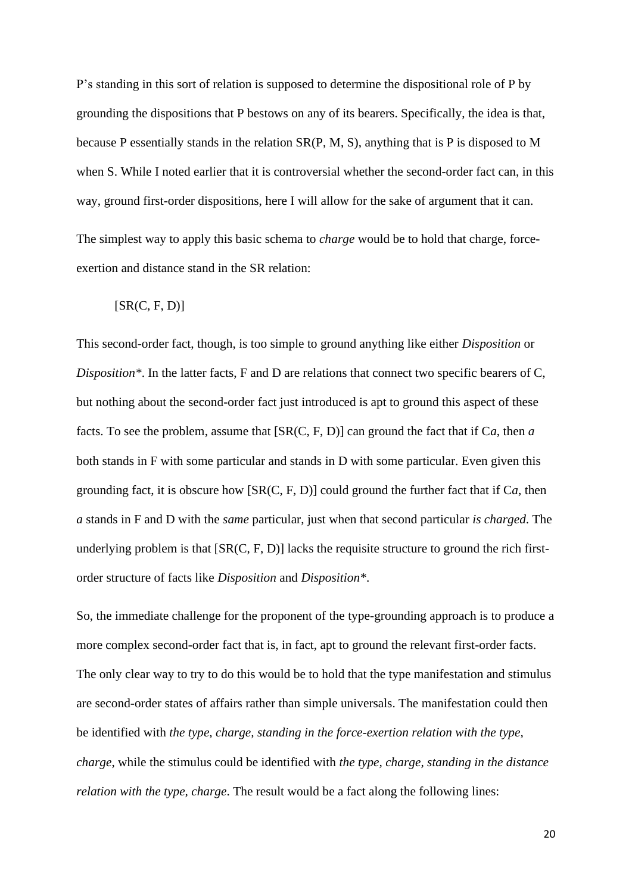P's standing in this sort of relation is supposed to determine the dispositional role of P by grounding the dispositions that P bestows on any of its bearers. Specifically, the idea is that, because P essentially stands in the relation SR(P, M, S), anything that is P is disposed to M when S. While I noted earlier that it is controversial whether the second-order fact can, in this way, ground first-order dispositions, here I will allow for the sake of argument that it can.

The simplest way to apply this basic schema to *charge* would be to hold that charge, force-exertion and distance stand in the SR relation:

[SR(C, F, D)]

This second-order fact, though, is too simple to ground anything like either *Disposition* or *Disposition\**. In the latter facts, F and D are relations that connect two specific bearers of C, but nothing about the second-order fact just introduced is apt to ground this aspect of these facts. To see the problem, assume that [SR(C, F, D)] can ground the fact that if C*a*, then *a* both stands in F with some particular and stands in D with some particular. Even given this grounding fact, it is obscure how [SR(C, F, D)] could ground the further fact that if C*a*, then *a* stands in F and D with the *same* particular, just when that second particular *is charged*. The underlying problem is that [SR(C, F, D)] lacks the requisite structure to ground the rich first-order structure of facts like *Disposition* and *Disposition\**.

So, the immediate challenge for the proponent of the type-grounding approach is to produce a more complex second-order fact that is, in fact, apt to ground the relevant first-order facts. The only clear way to try to do this would be to hold that the type manifestation and stimulus are second-order states of affairs rather than simple universals. The manifestation could then be identified with *the type, charge, standing in the force-exertion relation with the type, charge*, while the stimulus could be identified with *the type, charge, standing in the distance relation with the type, charge*. The result would be a fact along the following lines: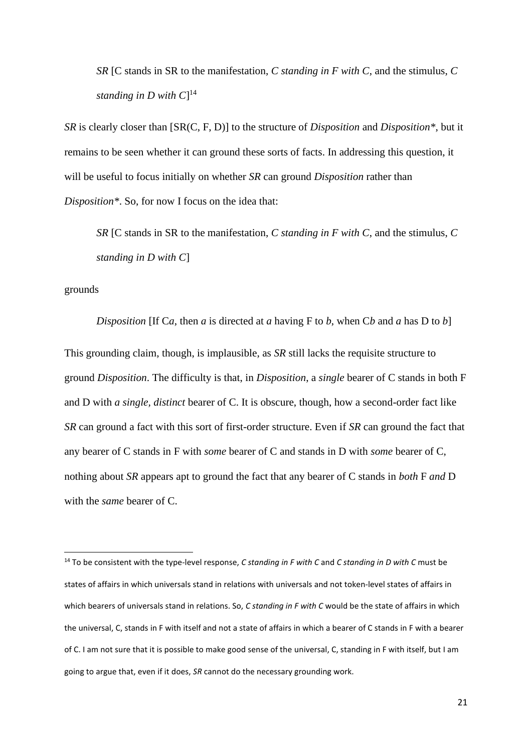> *SR* [C stands in SR to the manifestation, *C standing in F with C*, and the stimulus, *C standing in D with C*][14]

*SR* is clearly closer than [SR(C, F, D)] to the structure of *Disposition* and *Disposition\**, but it remains to be seen whether it can ground these sorts of facts. In addressing this question, it will be useful to focus initially on whether *SR* can ground *Disposition* rather than *Disposition\**. So, for now I focus on the idea that:

> *SR* [C stands in SR to the manifestation, *C standing in F with C*, and the stimulus, *C standing in D with C*]

grounds

> *Disposition* [If C*a*, then *a* is directed at *a* having F to *b*, when C*b* and *a* has D to *b*]

This grounding claim, though, is implausible, as *SR* still lacks the requisite structure to ground *Disposition*. The difficulty is that, in *Disposition*, a *single* bearer of C stands in both F and D with *a single*, *distinct* bearer of C. It is obscure, though, how a second-order fact like *SR* can ground a fact with this sort of first-order structure. Even if *SR* can ground the fact that any bearer of C stands in F with *some* bearer of C and stands in D with *some* bearer of C, nothing about *SR* appears apt to ground the fact that any bearer of C stands in *both* F *and* D with the *same* bearer of C.

---

[14] To be consistent with the type-level response, *C standing in F with C* and *C standing in D with C* must be states of affairs in which universals stand in relations with universals and not token-level states of affairs in which bearers of universals stand in relations. So, *C standing in F with C* would be the state of affairs in which the universal, C, stands in F with itself and not a state of affairs in which a bearer of C stands in F with a bearer of C. I am not sure that it is possible to make good sense of the universal, C, standing in F with itself, but I am going to argue that, even if it does, *SR* cannot do the necessary grounding work.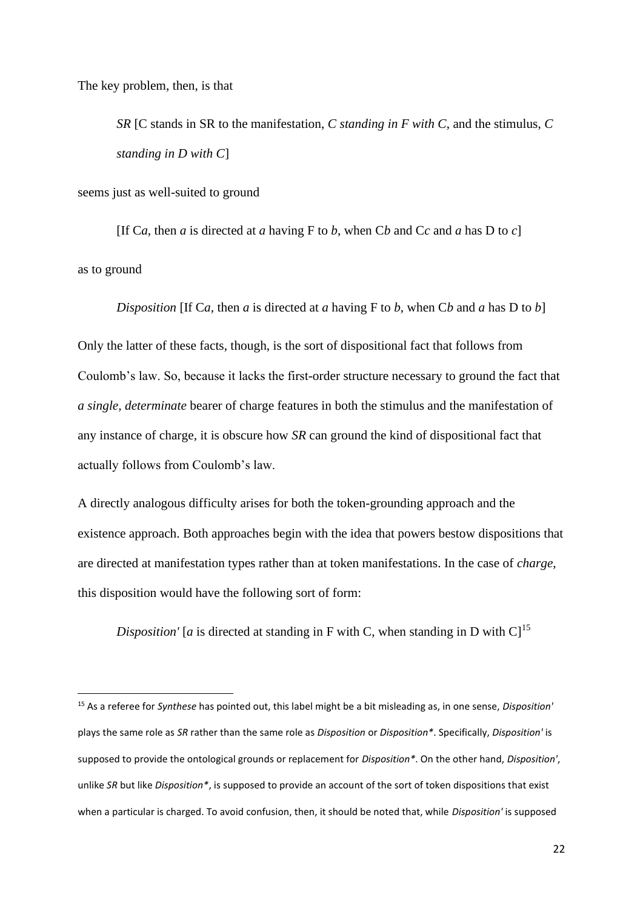The key problem, then, is that

> *SR* [C stands in SR to the manifestation, *C standing in F with C*, and the stimulus, *C standing in D with C*]

seems just as well-suited to ground

> [If C*a*, then *a* is directed at *a* having F to *b*, when C*b* and C*c* and *a* has D to *c*]

as to ground

> *Disposition* [If C*a*, then *a* is directed at *a* having F to *b*, when C*b* and *a* has D to *b*]

Only the latter of these facts, though, is the sort of dispositional fact that follows from Coulomb's law. So, because it lacks the first-order structure necessary to ground the fact that *a single, determinate* bearer of charge features in both the stimulus and the manifestation of any instance of charge, it is obscure how *SR* can ground the kind of dispositional fact that actually follows from Coulomb's law.

A directly analogous difficulty arises for both the token-grounding approach and the existence approach. Both approaches begin with the idea that powers bestow dispositions that are directed at manifestation types rather than at token manifestations. In the case of *charge*, this disposition would have the following sort of form:

> *Disposition'* [*a* is directed at standing in F with C, when standing in D with C][15]

[15] As a referee for *Synthese* has pointed out, this label might be a bit misleading as, in one sense, *Disposition'* plays the same role as *SR* rather than the same role as *Disposition* or *Disposition\**. Specifically, *Disposition'* is supposed to provide the ontological grounds or replacement for *Disposition\**. On the other hand, *Disposition'*, unlike *SR* but like *Disposition\**, is supposed to provide an account of the sort of token dispositions that exist when a particular is charged. To avoid confusion, then, it should be noted that, while *Disposition'* is supposed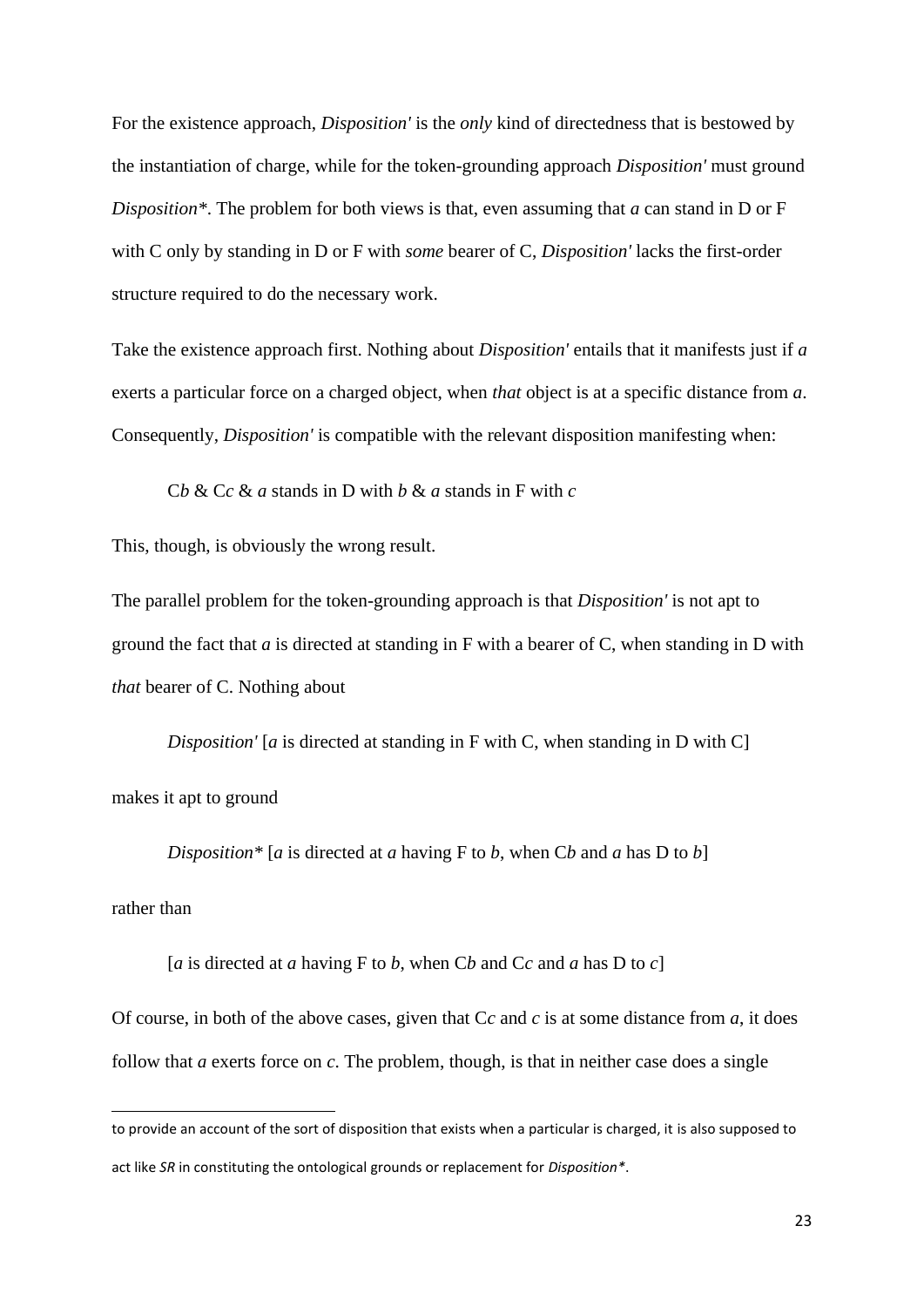For the existence approach, *Disposition'* is the *only* kind of directedness that is bestowed by the instantiation of charge, while for the token-grounding approach *Disposition'* must ground *Disposition**. The problem for both views is that, even assuming that *a* can stand in D or F with C only by standing in D or F with *some* bearer of C, *Disposition'* lacks the first-order structure required to do the necessary work.

Take the existence approach first. Nothing about *Disposition'* entails that it manifests just if *a* exerts a particular force on a charged object, when *that* object is at a specific distance from *a*. Consequently, *Disposition'* is compatible with the relevant disposition manifesting when:

> C*b* & C*c* & *a* stands in D with *b* & *a* stands in F with *c*

This, though, is obviously the wrong result.

The parallel problem for the token-grounding approach is that *Disposition'* is not apt to ground the fact that *a* is directed at standing in F with a bearer of C, when standing in D with *that* bearer of C. Nothing about

> *Disposition'* [*a* is directed at standing in F with C, when standing in D with C]

makes it apt to ground

> *Disposition** [*a* is directed at *a* having F to *b*, when C*b* and *a* has D to *b*]

rather than

> [*a* is directed at *a* having F to *b*, when C*b* and C*c* and *a* has D to *c*]

Of course, in both of the above cases, given that C*c* and *c* is at some distance from *a*, it does follow that *a* exerts force on *c*. The problem, though, is that in neither case does a single

---

to provide an account of the sort of disposition that exists when a particular is charged, it is also supposed to act like *SR* in constituting the ontological grounds or replacement for *Disposition**.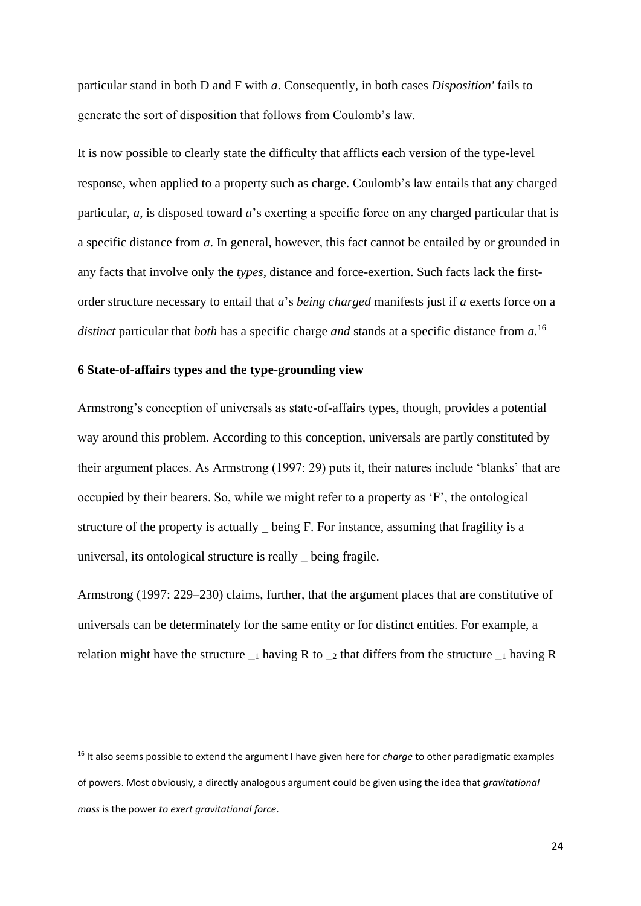particular stand in both D and F with *a*. Consequently, in both cases *Disposition'* fails to generate the sort of disposition that follows from Coulomb's law.

It is now possible to clearly state the difficulty that afflicts each version of the type-level response, when applied to a property such as charge. Coulomb's law entails that any charged particular, *a*, is disposed toward *a*'s exerting a specific force on any charged particular that is a specific distance from *a*. In general, however, this fact cannot be entailed by or grounded in any facts that involve only the *types*, distance and force-exertion. Such facts lack the first-order structure necessary to entail that *a*'s *being charged* manifests just if *a* exerts force on a *distinct* particular that *both* has a specific charge *and* stands at a specific distance from *a*.[16]

### 6 State-of-affairs types and the type-grounding view

Armstrong's conception of universals as state-of-affairs types, though, provides a potential way around this problem. According to this conception, universals are partly constituted by their argument places. As Armstrong (1997: 29) puts it, their natures include 'blanks' that are occupied by their bearers. So, while we might refer to a property as 'F', the ontological structure of the property is actually _ being F. For instance, assuming that fragility is a universal, its ontological structure is really _ being fragile.

Armstrong (1997: 229–230) claims, further, that the argument places that are constitutive of universals can be determinately for the same entity or for distinct entities. For example, a relation might have the structure $\__1$ having R to $\__2$ that differs from the structure $\__1$ having R

[16] It also seems possible to extend the argument I have given here for *charge* to other paradigmatic examples of powers. Most obviously, a directly analogous argument could be given using the idea that *gravitational mass* is the power *to exert gravitational force*.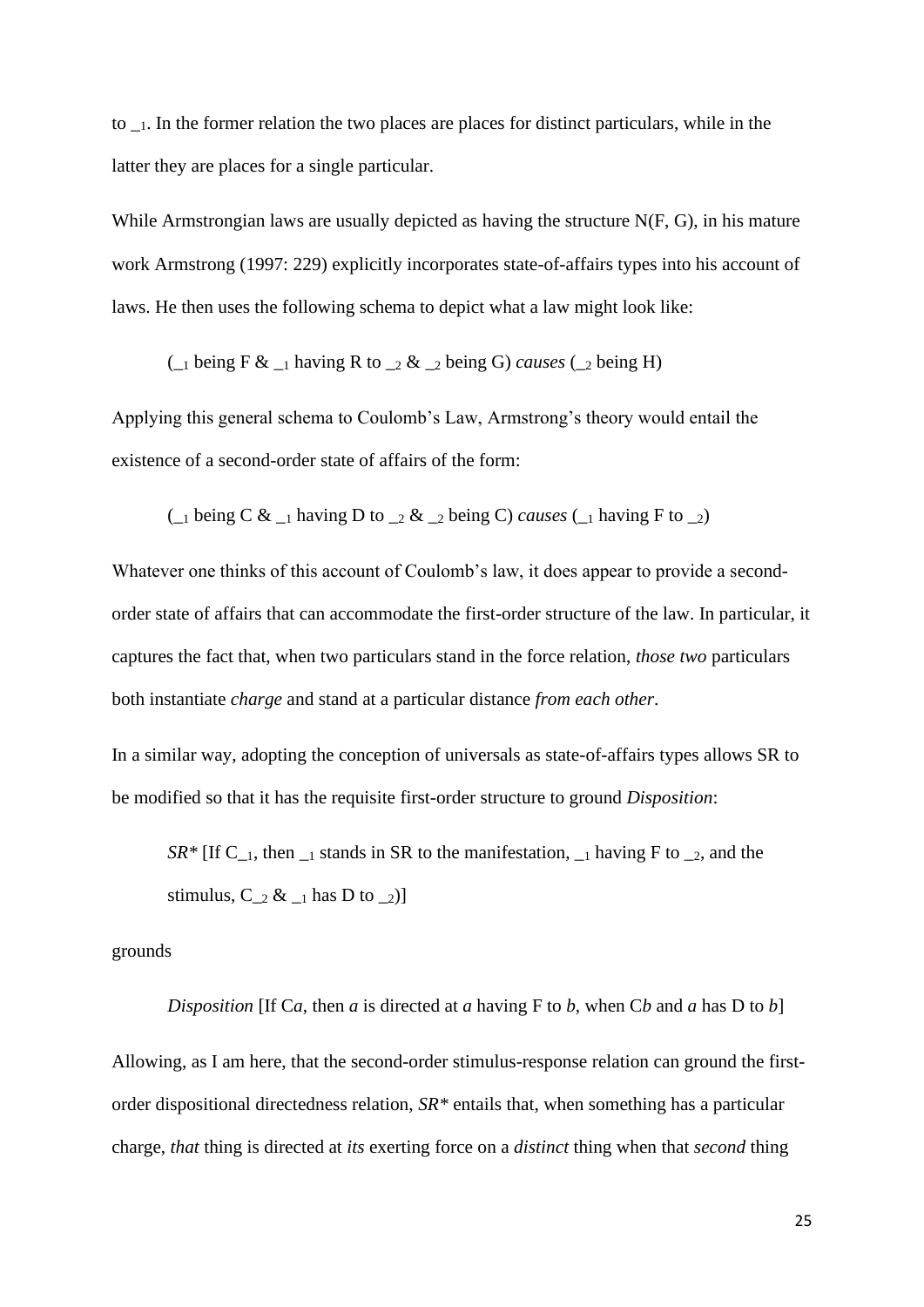to $\_{1}$. In the former relation the two places are places for distinct particulars, while in the latter they are places for a single particular.

While Armstrongian laws are usually depicted as having the structure N(F, G), in his mature work Armstrong (1997: 229) explicitly incorporates state-of-affairs types into his account of laws. He then uses the following schema to depict what a law might look like:

> ($\_{1}$ being F & $\_{1}$ having R to $\_{2}$ & $\_{2}$ being G) *causes* ($\_{2}$ being H)

Applying this general schema to Coulomb's Law, Armstrong's theory would entail the existence of a second-order state of affairs of the form:

> ($\_{1}$ being C & $\_{1}$ having D to $\_{2}$ & $\_{2}$ being C) *causes* ($\_{1}$ having F to $\_{2}$)

Whatever one thinks of this account of Coulomb's law, it does appear to provide a second-order state of affairs that can accommodate the first-order structure of the law. In particular, it captures the fact that, when two particulars stand in the force relation, *those two* particulars both instantiate *charge* and stand at a particular distance *from each other*.

In a similar way, adopting the conception of universals as state-of-affairs types allows SR to be modified so that it has the requisite first-order structure to ground *Disposition*:

> *SR\** [If C$\_{1}$, then $\_{1}$ stands in SR to the manifestation, $\_{1}$ having F to $\_{2}$, and the stimulus, C$\_{2}$ & $\_{1}$ has D to $\_{2}$)]

grounds

> *Disposition* [If C*a*, then *a* is directed at *a* having F to *b*, when C*b* and *a* has D to *b*]

Allowing, as I am here, that the second-order stimulus-response relation can ground the first-order dispositional directedness relation, *SR\** entails that, when something has a particular charge, *that* thing is directed at *its* exerting force on a *distinct* thing when that *second* thing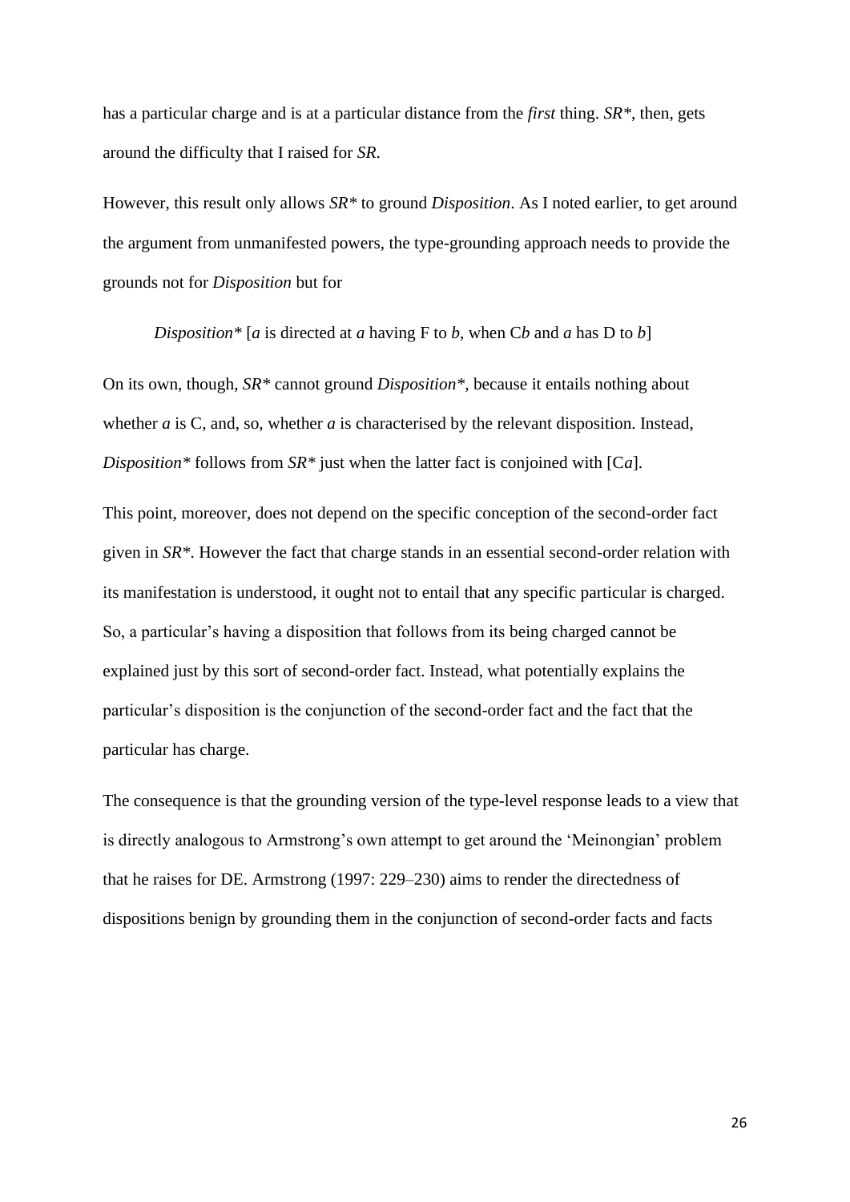has a particular charge and is at a particular distance from the *first* thing. *SR\**, then, gets around the difficulty that I raised for *SR*.

However, this result only allows *SR\** to ground *Disposition*. As I noted earlier, to get around the argument from unmanifested powers, the type-grounding approach needs to provide the grounds not for *Disposition* but for

> *Disposition\** [*a* is directed at *a* having F to *b*, when C*b* and *a* has D to *b*]

On its own, though, *SR\** cannot ground *Disposition\**, because it entails nothing about whether *a* is C, and, so, whether *a* is characterised by the relevant disposition. Instead, *Disposition\** follows from *SR\** just when the latter fact is conjoined with [C*a*].

This point, moreover, does not depend on the specific conception of the second-order fact given in *SR\**. However the fact that charge stands in an essential second-order relation with its manifestation is understood, it ought not to entail that any specific particular is charged. So, a particular's having a disposition that follows from its being charged cannot be explained just by this sort of second-order fact. Instead, what potentially explains the particular's disposition is the conjunction of the second-order fact and the fact that the particular has charge.

The consequence is that the grounding version of the type-level response leads to a view that is directly analogous to Armstrong's own attempt to get around the 'Meinongian' problem that he raises for DE. Armstrong (1997: 229–230) aims to render the directedness of dispositions benign by grounding them in the conjunction of second-order facts and facts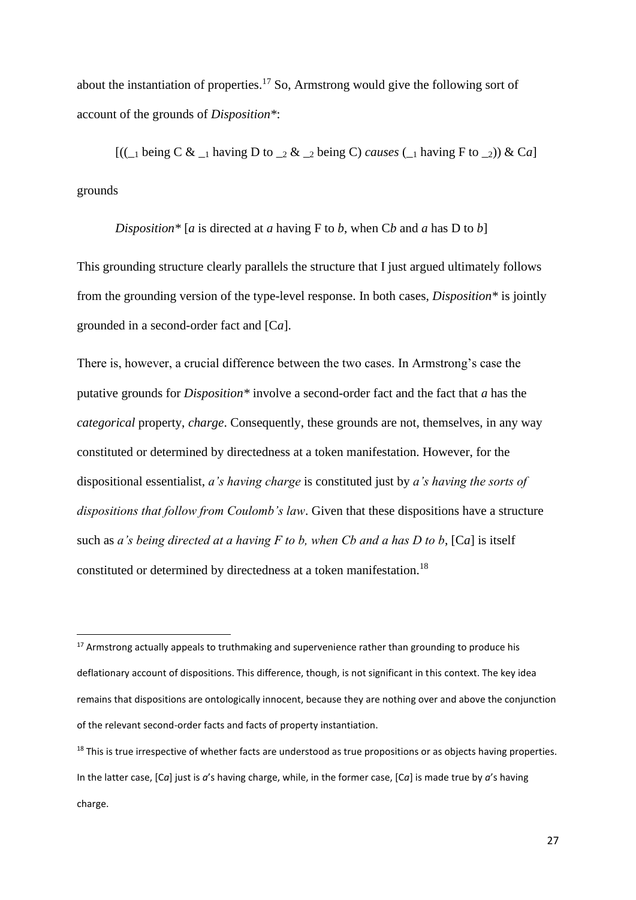about the instantiation of properties.[17] So, Armstrong would give the following sort of account of the grounds of *Disposition\**:

[((\_$_1$ being C & \_$_1$ having D to \_$_2$ & \_$_2$ being C) *causes* (\_$_1$ having F to \_$_2$)) & C*a*]

grounds

*Disposition\** [*a* is directed at *a* having F to *b*, when C*b* and *a* has D to *b*]

This grounding structure clearly parallels the structure that I just argued ultimately follows from the grounding version of the type-level response. In both cases, *Disposition\** is jointly grounded in a second-order fact and [C*a*].

There is, however, a crucial difference between the two cases. In Armstrong's case the putative grounds for *Disposition\** involve a second-order fact and the fact that *a* has the *categorical* property, *charge*. Consequently, these grounds are not, themselves, in any way constituted or determined by directedness at a token manifestation. However, for the dispositional essentialist, *a's having charge* is constituted just by *a's having the sorts of dispositions that follow from Coulomb's law*. Given that these dispositions have a structure such as *a's being directed at a having F to b, when Cb and a has D to b*, [C*a*] is itself constituted or determined by directedness at a token manifestation.[18]

---

[17] Armstrong actually appeals to truthmaking and supervenience rather than grounding to produce his deflationary account of dispositions. This difference, though, is not significant in this context. The key idea remains that dispositions are ontologically innocent, because they are nothing over and above the conjunction of the relevant second-order facts and facts of property instantiation.

[18] This is true irrespective of whether facts are understood as true propositions or as objects having properties. In the latter case, [C*a*] just is *a*'s having charge, while, in the former case, [C*a*] is made true by *a*'s having charge.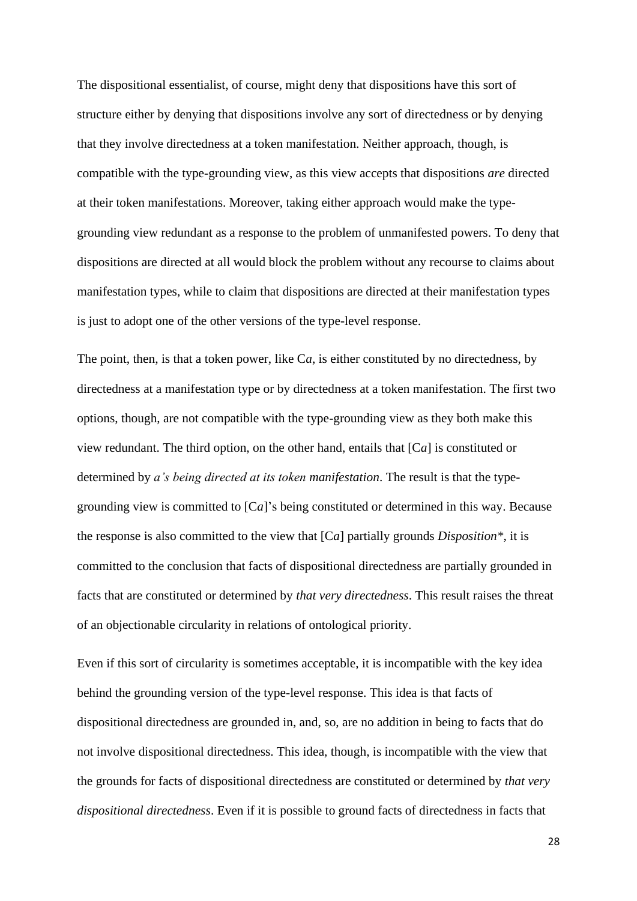The dispositional essentialist, of course, might deny that dispositions have this sort of structure either by denying that dispositions involve any sort of directedness or by denying that they involve directedness at a token manifestation. Neither approach, though, is compatible with the type-grounding view, as this view accepts that dispositions *are* directed at their token manifestations. Moreover, taking either approach would make the type-grounding view redundant as a response to the problem of unmanifested powers. To deny that dispositions are directed at all would block the problem without any recourse to claims about manifestation types, while to claim that dispositions are directed at their manifestation types is just to adopt one of the other versions of the type-level response.

The point, then, is that a token power, like C*a*, is either constituted by no directedness, by directedness at a manifestation type or by directedness at a token manifestation. The first two options, though, are not compatible with the type-grounding view as they both make this view redundant. The third option, on the other hand, entails that [C*a*] is constituted or determined by *a's being directed at its token manifestation*. The result is that the type-grounding view is committed to [C*a*]'s being constituted or determined in this way. Because the response is also committed to the view that [C*a*] partially grounds *Disposition\**, it is committed to the conclusion that facts of dispositional directedness are partially grounded in facts that are constituted or determined by *that very directedness*. This result raises the threat of an objectionable circularity in relations of ontological priority.

Even if this sort of circularity is sometimes acceptable, it is incompatible with the key idea behind the grounding version of the type-level response. This idea is that facts of dispositional directedness are grounded in, and, so, are no addition in being to facts that do not involve dispositional directedness. This idea, though, is incompatible with the view that the grounds for facts of dispositional directedness are constituted or determined by *that very dispositional directedness*. Even if it is possible to ground facts of directedness in facts that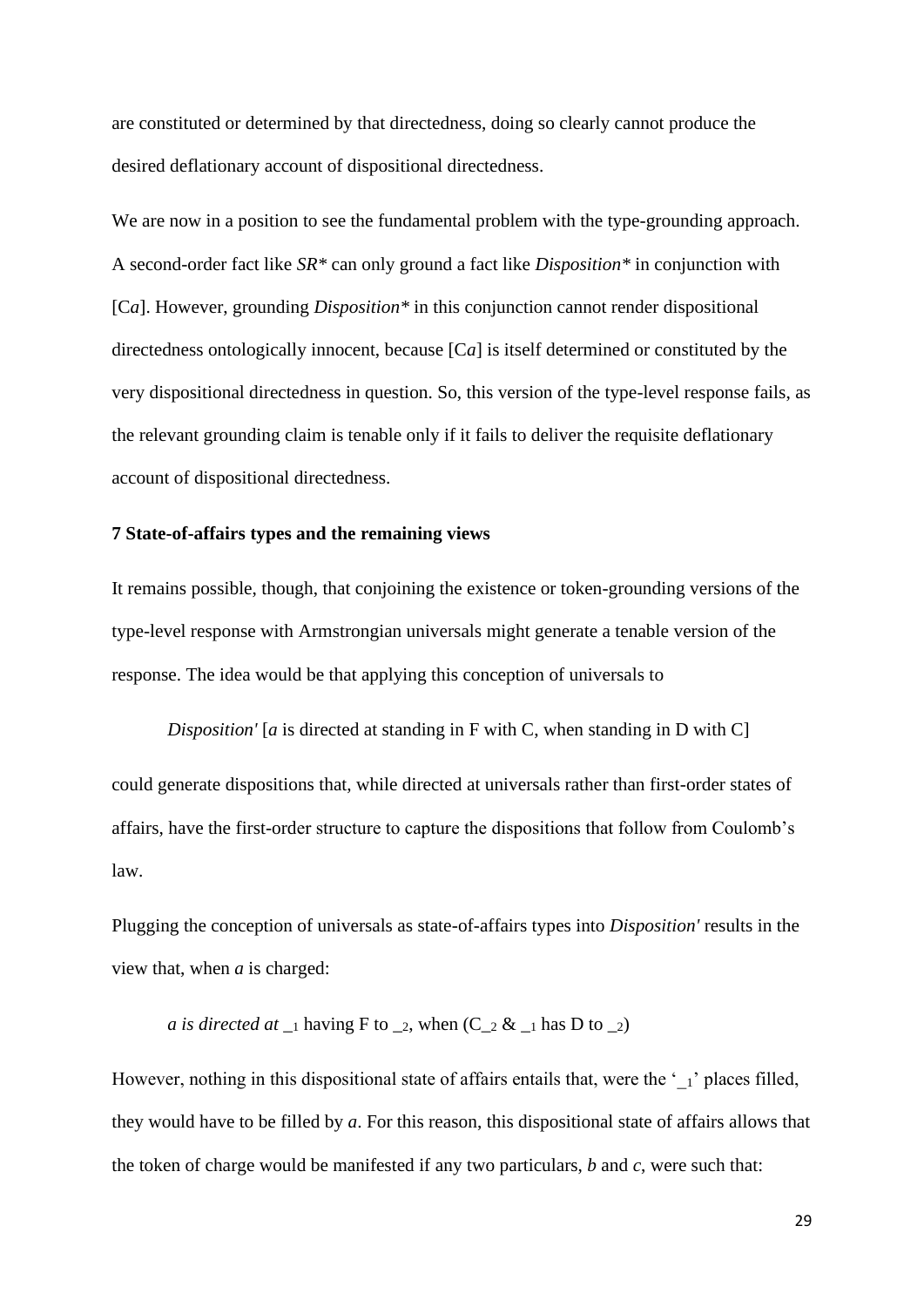are constituted or determined by that directedness, doing so clearly cannot produce the desired deflationary account of dispositional directedness.

We are now in a position to see the fundamental problem with the type-grounding approach. A second-order fact like *SR\** can only ground a fact like *Disposition\** in conjunction with [C*a*]. However, grounding *Disposition\** in this conjunction cannot render dispositional directedness ontologically innocent, because [C*a*] is itself determined or constituted by the very dispositional directedness in question. So, this version of the type-level response fails, as the relevant grounding claim is tenable only if it fails to deliver the requisite deflationary account of dispositional directedness.

**7 State-of-affairs types and the remaining views**

It remains possible, though, that conjoining the existence or token-grounding versions of the type-level response with Armstrongian universals might generate a tenable version of the response. The idea would be that applying this conception of universals to

> *Disposition′* [*a* is directed at standing in F with C, when standing in D with C]

could generate dispositions that, while directed at universals rather than first-order states of affairs, have the first-order structure to capture the dispositions that follow from Coulomb's law.

Plugging the conception of universals as state-of-affairs types into *Disposition′* results in the view that, when *a* is charged:

> *a is directed at* $\__1$ having F to $\__2$, when (C$\__2$ & $\__1$ has D to $\__2$)

However, nothing in this dispositional state of affairs entails that, were the '$\__1$' places filled, they would have to be filled by *a*. For this reason, this dispositional state of affairs allows that the token of charge would be manifested if any two particulars, *b* and *c*, were such that: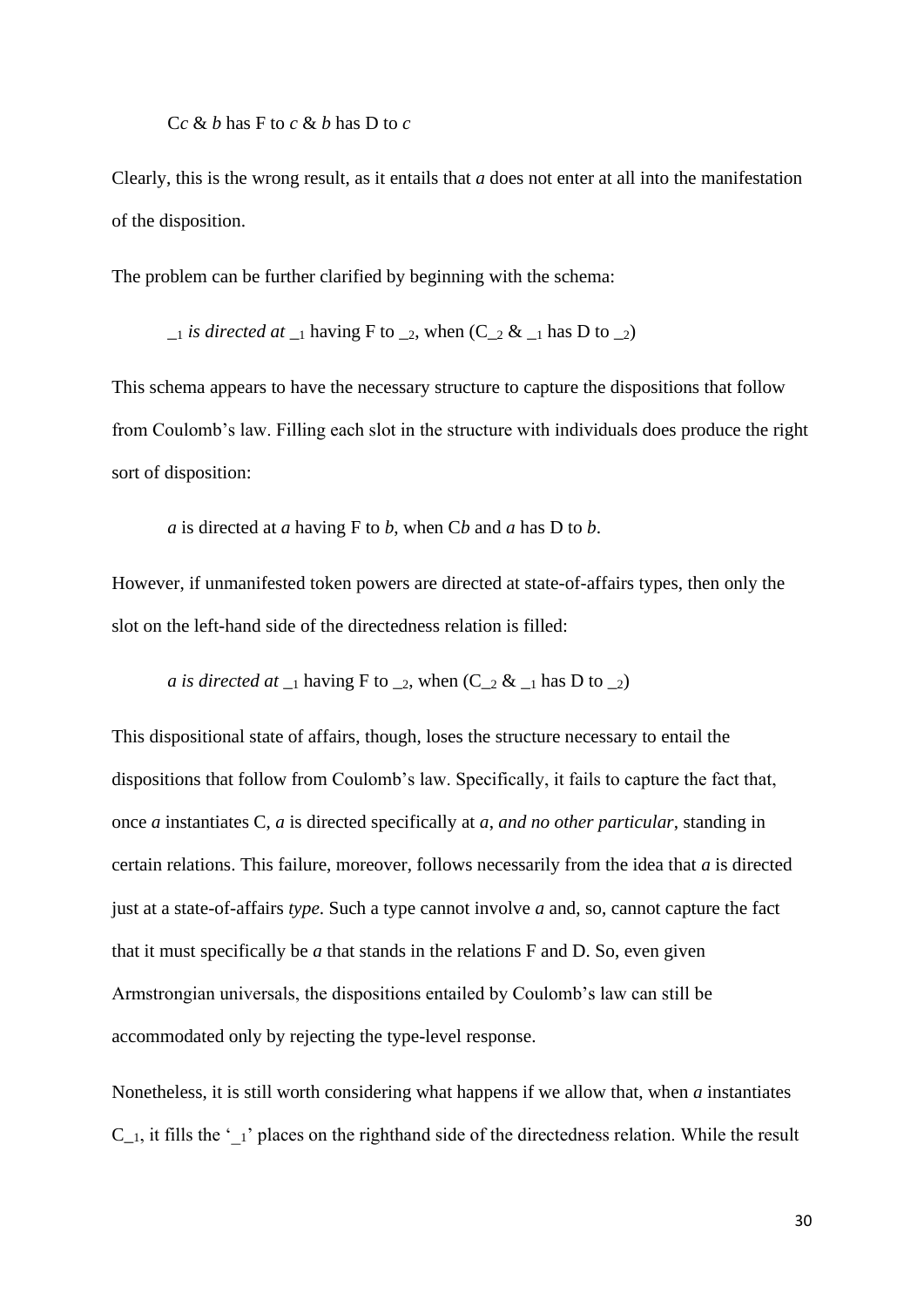C*c* & *b* has F to *c* & *b* has D to *c*

Clearly, this is the wrong result, as it entails that *a* does not enter at all into the manifestation of the disposition.

The problem can be further clarified by beginning with the schema:

$\_\_1$ *is directed at* $\_\_1$ having F to $\_\_2$, when (C$\_\_2$ & $\_\_1$ has D to $\_\_2$)

This schema appears to have the necessary structure to capture the dispositions that follow from Coulomb's law. Filling each slot in the structure with individuals does produce the right sort of disposition:

*a* is directed at *a* having F to *b*, when C*b* and *a* has D to *b*.

However, if unmanifested token powers are directed at state-of-affairs types, then only the slot on the left-hand side of the directedness relation is filled:

*a is directed at* $\_\_1$ having F to $\_\_2$, when (C$\_\_2$ & $\_\_1$ has D to $\_\_2$)

This dispositional state of affairs, though, loses the structure necessary to entail the dispositions that follow from Coulomb's law. Specifically, it fails to capture the fact that, once *a* instantiates C, *a* is directed specifically at *a*, *and no other particular*, standing in certain relations. This failure, moreover, follows necessarily from the idea that *a* is directed just at a state-of-affairs *type*. Such a type cannot involve *a* and, so, cannot capture the fact that it must specifically be *a* that stands in the relations F and D. So, even given Armstrongian universals, the dispositions entailed by Coulomb's law can still be accommodated only by rejecting the type-level response.

Nonetheless, it is still worth considering what happens if we allow that, when *a* instantiates C$\_\_1$, it fills the '$\_\_1$' places on the righthand side of the directedness relation. While the result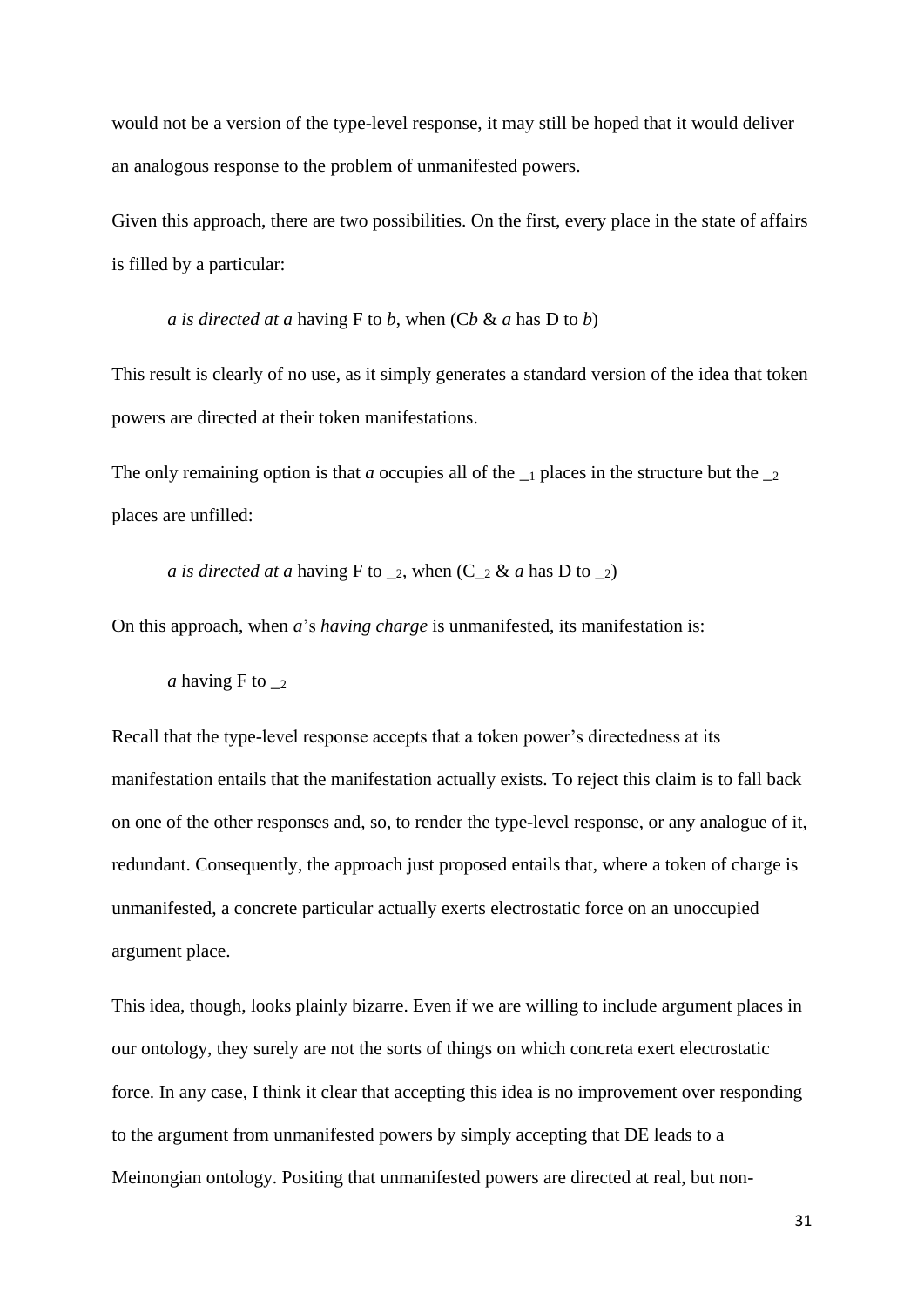would not be a version of the type-level response, it may still be hoped that it would deliver an analogous response to the problem of unmanifested powers.

Given this approach, there are two possibilities. On the first, every place in the state of affairs is filled by a particular:

> *a is directed at a* having F to *b*, when (C*b* & *a* has D to *b*)

This result is clearly of no use, as it simply generates a standard version of the idea that token powers are directed at their token manifestations.

The only remaining option is that *a* occupies all of the $\_{1}$ places in the structure but the $\_{2}$ places are unfilled:

> *a is directed at a* having F to $\_{2}$, when (C$\_{2}$ & *a* has D to $\_{2}$)

On this approach, when *a*'s *having charge* is unmanifested, its manifestation is:

> *a* having F to $\_{2}$

Recall that the type-level response accepts that a token power's directedness at its manifestation entails that the manifestation actually exists. To reject this claim is to fall back on one of the other responses and, so, to render the type-level response, or any analogue of it, redundant. Consequently, the approach just proposed entails that, where a token of charge is unmanifested, a concrete particular actually exerts electrostatic force on an unoccupied argument place.

This idea, though, looks plainly bizarre. Even if we are willing to include argument places in our ontology, they surely are not the sorts of things on which concreta exert electrostatic force. In any case, I think it clear that accepting this idea is no improvement over responding to the argument from unmanifested powers by simply accepting that DE leads to a Meinongian ontology. Positing that unmanifested powers are directed at real, but non-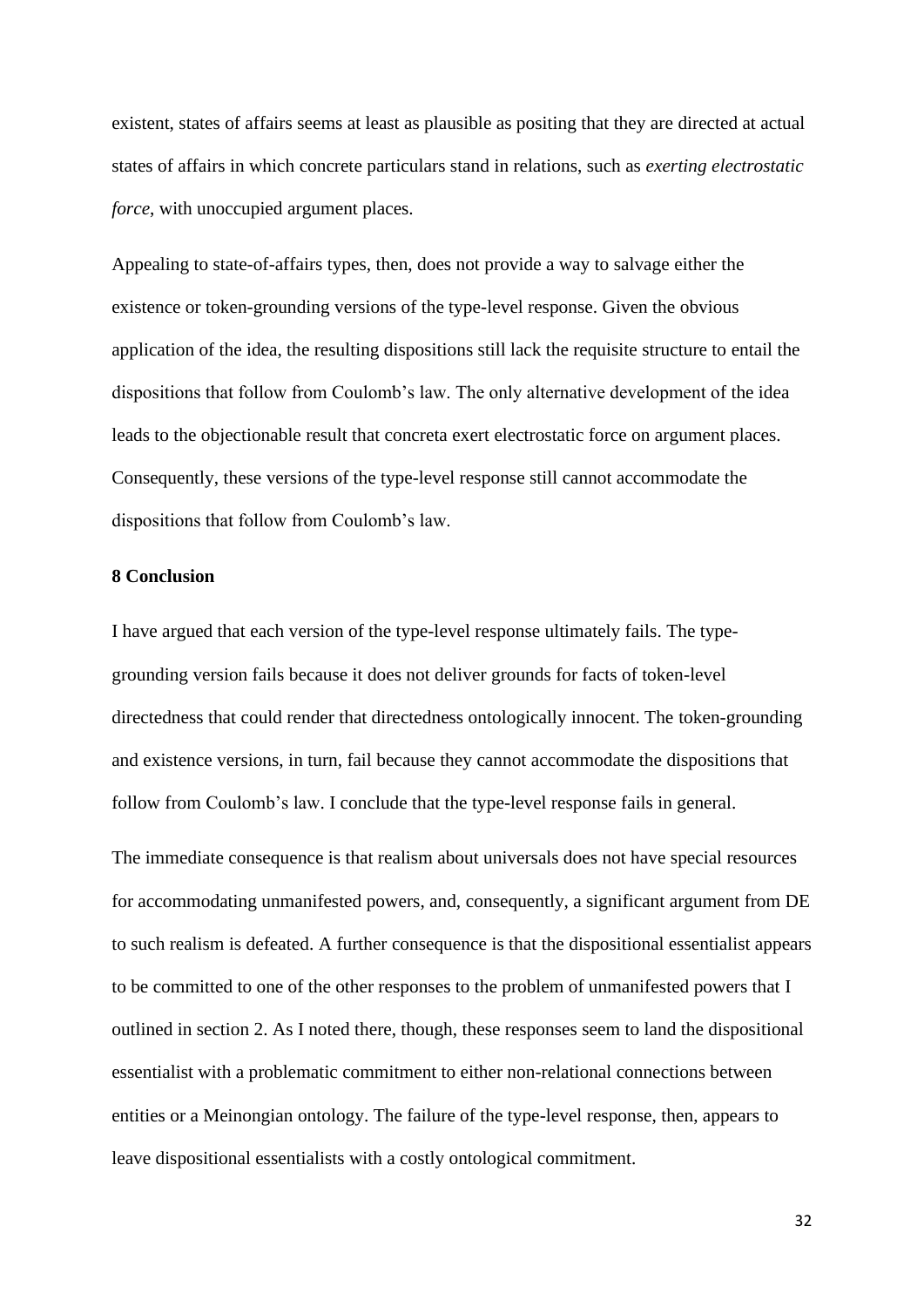existent, states of affairs seems at least as plausible as positing that they are directed at actual states of affairs in which concrete particulars stand in relations, such as *exerting electrostatic force*, with unoccupied argument places.

Appealing to state-of-affairs types, then, does not provide a way to salvage either the existence or token-grounding versions of the type-level response. Given the obvious application of the idea, the resulting dispositions still lack the requisite structure to entail the dispositions that follow from Coulomb's law. The only alternative development of the idea leads to the objectionable result that concreta exert electrostatic force on argument places. Consequently, these versions of the type-level response still cannot accommodate the dispositions that follow from Coulomb's law.

## 8 Conclusion

I have argued that each version of the type-level response ultimately fails. The type-grounding version fails because it does not deliver grounds for facts of token-level directedness that could render that directedness ontologically innocent. The token-grounding and existence versions, in turn, fail because they cannot accommodate the dispositions that follow from Coulomb's law. I conclude that the type-level response fails in general.

The immediate consequence is that realism about universals does not have special resources for accommodating unmanifested powers, and, consequently, a significant argument from DE to such realism is defeated. A further consequence is that the dispositional essentialist appears to be committed to one of the other responses to the problem of unmanifested powers that I outlined in section 2. As I noted there, though, these responses seem to land the dispositional essentialist with a problematic commitment to either non-relational connections between entities or a Meinongian ontology. The failure of the type-level response, then, appears to leave dispositional essentialists with a costly ontological commitment.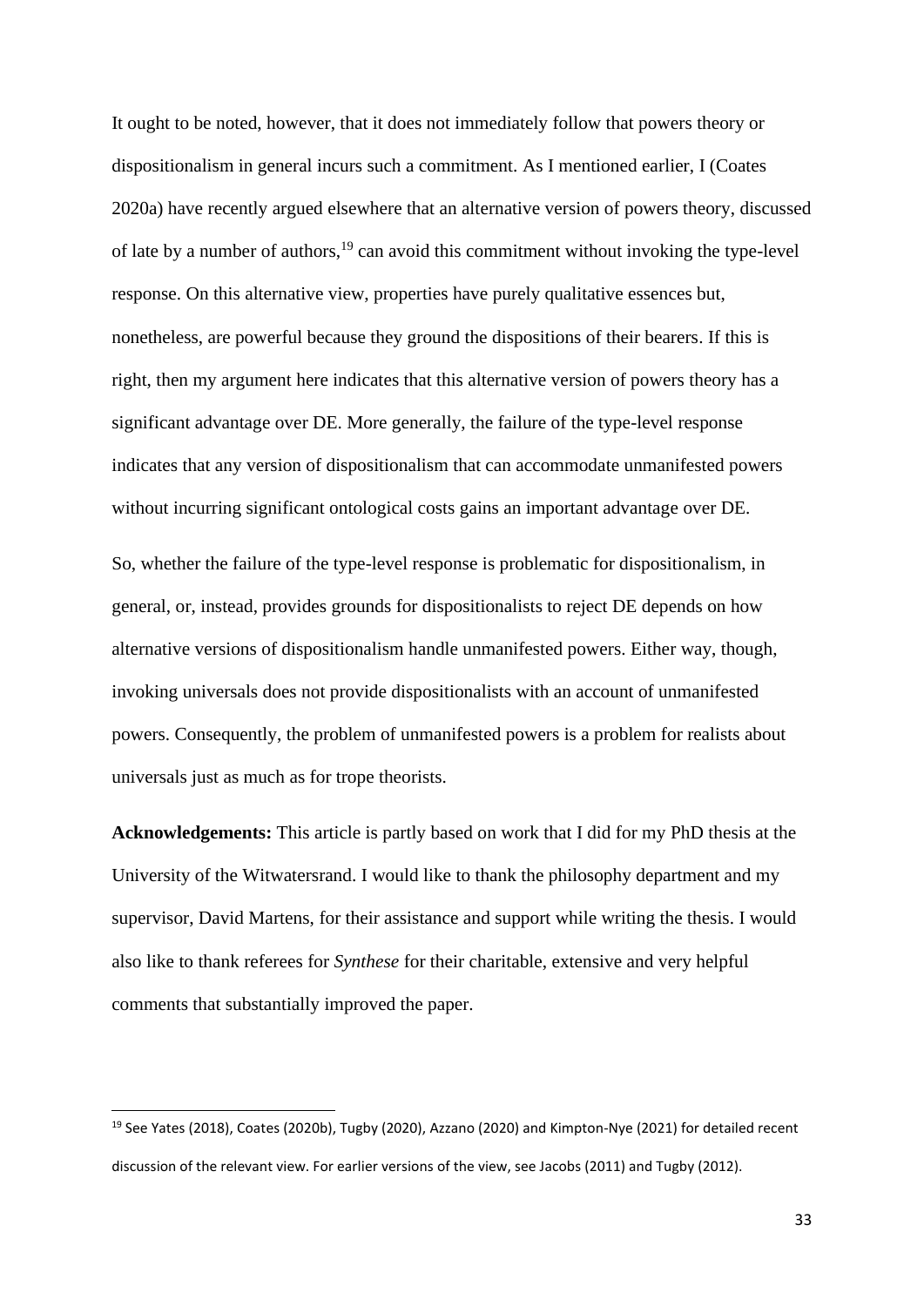It ought to be noted, however, that it does not immediately follow that powers theory or dispositionalism in general incurs such a commitment. As I mentioned earlier, I (Coates 2020a) have recently argued elsewhere that an alternative version of powers theory, discussed of late by a number of authors,[19] can avoid this commitment without invoking the type-level response. On this alternative view, properties have purely qualitative essences but, nonetheless, are powerful because they ground the dispositions of their bearers. If this is right, then my argument here indicates that this alternative version of powers theory has a significant advantage over DE. More generally, the failure of the type-level response indicates that any version of dispositionalism that can accommodate unmanifested powers without incurring significant ontological costs gains an important advantage over DE.

So, whether the failure of the type-level response is problematic for dispositionalism, in general, or, instead, provides grounds for dispositionalists to reject DE depends on how alternative versions of dispositionalism handle unmanifested powers. Either way, though, invoking universals does not provide dispositionalists with an account of unmanifested powers. Consequently, the problem of unmanifested powers is a problem for realists about universals just as much as for trope theorists.

**Acknowledgements:** This article is partly based on work that I did for my PhD thesis at the University of the Witwatersrand. I would like to thank the philosophy department and my supervisor, David Martens, for their assistance and support while writing the thesis. I would also like to thank referees for *Synthese* for their charitable, extensive and very helpful comments that substantially improved the paper.

---

[19] See Yates (2018), Coates (2020b), Tugby (2020), Azzano (2020) and Kimpton-Nye (2021) for detailed recent discussion of the relevant view. For earlier versions of the view, see Jacobs (2011) and Tugby (2012).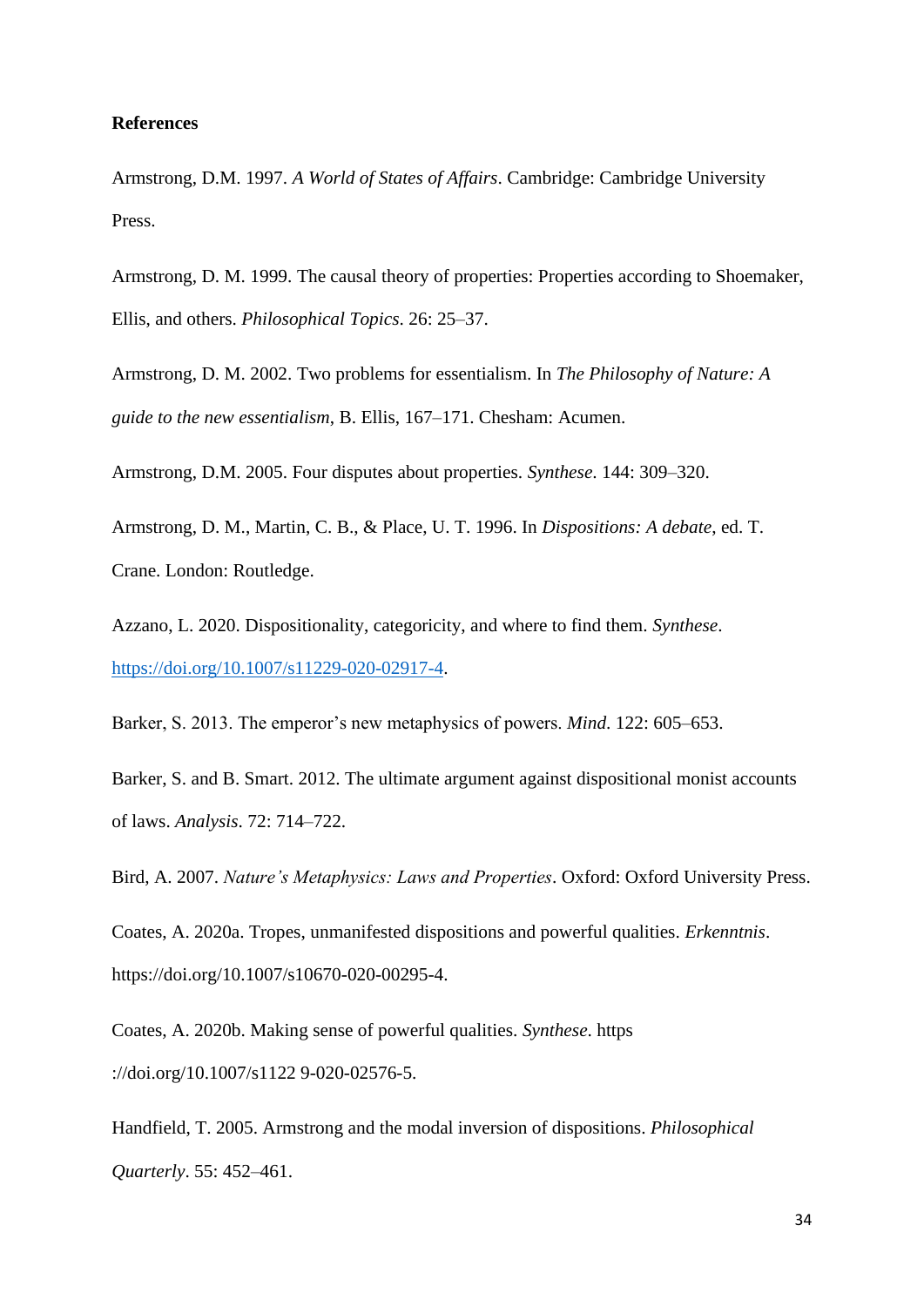**References**

Armstrong, D.M. 1997. *A World of States of Affairs*. Cambridge: Cambridge University Press.

Armstrong, D. M. 1999. The causal theory of properties: Properties according to Shoemaker, Ellis, and others. *Philosophical Topics*. 26: 25–37.

Armstrong, D. M. 2002. Two problems for essentialism. In *The Philosophy of Nature: A guide to the new essentialism*, B. Ellis, 167–171. Chesham: Acumen.

Armstrong, D.M. 2005. Four disputes about properties. *Synthese*. 144: 309–320.

Armstrong, D. M., Martin, C. B., & Place, U. T. 1996. In *Dispositions: A debate*, ed. T. Crane. London: Routledge.

Azzano, L. 2020. Dispositionality, categoricity, and where to find them. *Synthese*. https://doi.org/10.1007/s11229-020-02917-4.

Barker, S. 2013. The emperor's new metaphysics of powers. *Mind*. 122: 605–653.

Barker, S. and B. Smart. 2012. The ultimate argument against dispositional monist accounts of laws. *Analysis*. 72: 714–722.

Bird, A. 2007. *Nature's Metaphysics: Laws and Properties*. Oxford: Oxford University Press.

Coates, A. 2020a. Tropes, unmanifested dispositions and powerful qualities. *Erkenntnis*. https://doi.org/10.1007/s10670-020-00295-4.

Coates, A. 2020b. Making sense of powerful qualities. *Synthese*. https ://doi.org/10.1007/s1122 9-020-02576-5.

Handfield, T. 2005. Armstrong and the modal inversion of dispositions. *Philosophical Quarterly*. 55: 452–461.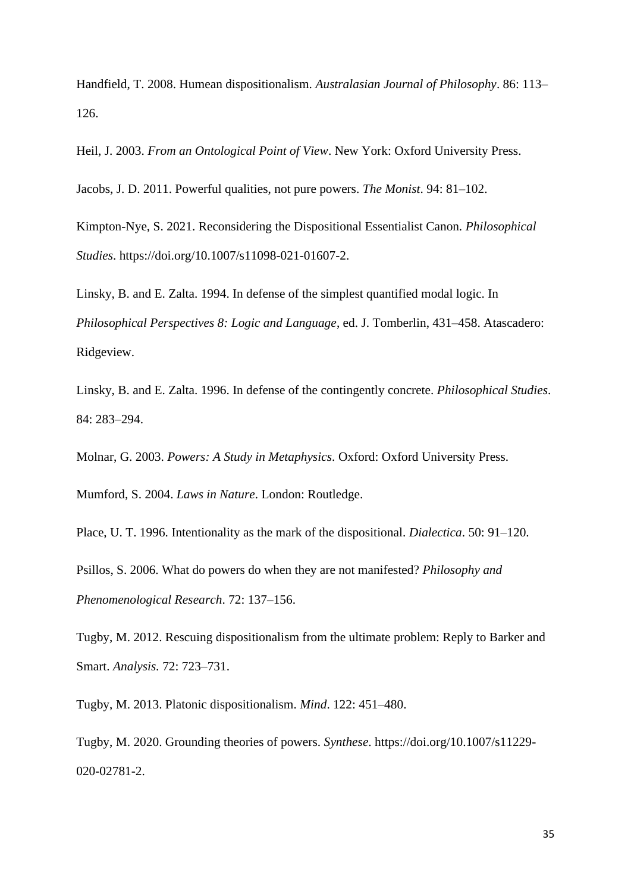Handfield, T. 2008. Humean dispositionalism. *Australasian Journal of Philosophy*. 86: 113–126.

Heil, J. 2003. *From an Ontological Point of View*. New York: Oxford University Press.

Jacobs, J. D. 2011. Powerful qualities, not pure powers. *The Monist*. 94: 81–102.

Kimpton-Nye, S. 2021. Reconsidering the Dispositional Essentialist Canon. *Philosophical Studies*. https://doi.org/10.1007/s11098-021-01607-2.

Linsky, B. and E. Zalta. 1994. In defense of the simplest quantified modal logic. In *Philosophical Perspectives 8: Logic and Language*, ed. J. Tomberlin, 431–458. Atascadero: Ridgeview.

Linsky, B. and E. Zalta. 1996. In defense of the contingently concrete. *Philosophical Studies*. 84: 283–294.

Molnar, G. 2003. *Powers: A Study in Metaphysics*. Oxford: Oxford University Press.

Mumford, S. 2004. *Laws in Nature*. London: Routledge.

Place, U. T. 1996. Intentionality as the mark of the dispositional. *Dialectica*. 50: 91–120.

Psillos, S. 2006. What do powers do when they are not manifested? *Philosophy and Phenomenological Research*. 72: 137–156.

Tugby, M. 2012. Rescuing dispositionalism from the ultimate problem: Reply to Barker and Smart. *Analysis.* 72: 723–731.

Tugby, M. 2013. Platonic dispositionalism. *Mind*. 122: 451–480.

Tugby, M. 2020. Grounding theories of powers. *Synthese*. https://doi.org/10.1007/s11229-020-02781-2.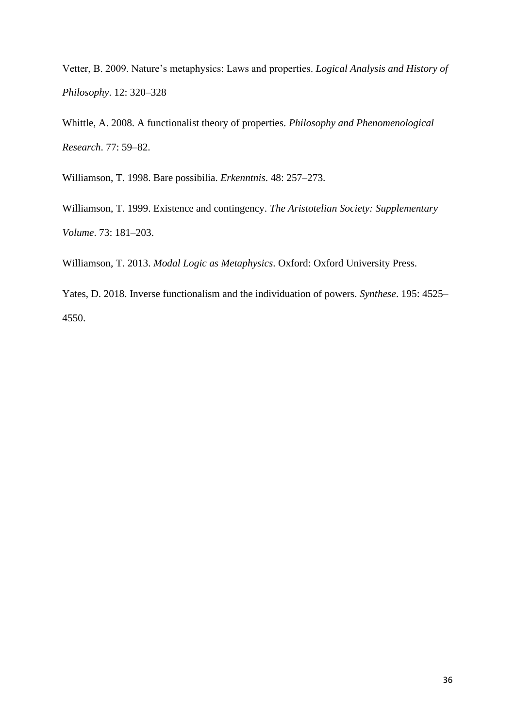Vetter, B. 2009. Nature's metaphysics: Laws and properties. *Logical Analysis and History of Philosophy*. 12: 320–328

Whittle, A. 2008. A functionalist theory of properties. *Philosophy and Phenomenological Research*. 77: 59–82.

Williamson, T. 1998. Bare possibilia. *Erkenntnis*. 48: 257–273.

Williamson, T. 1999. Existence and contingency. *The Aristotelian Society: Supplementary Volume*. 73: 181–203.

Williamson, T. 2013. *Modal Logic as Metaphysics*. Oxford: Oxford University Press.

Yates, D. 2018. Inverse functionalism and the individuation of powers. *Synthese*. 195: 4525–4550.